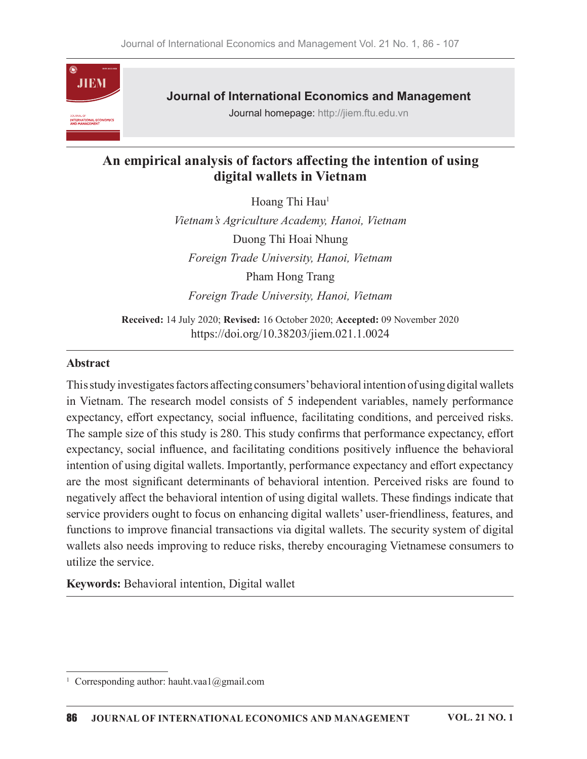# An empirical analysis of factors affecting the intention of using digital wallets in Vietnam

Hoang Thi Hau[1]

*Vietnam's Agriculture Academy, Hanoi, Vietnam*

Duong Thi Hoai Nhung

*Foreign Trade University, Hanoi, Vietnam*

Pham Hong Trang

*Foreign Trade University, Hanoi, Vietnam*

**Received:** 14 July 2020; **Revised:** 16 October 2020; **Accepted:** 09 November 2020

https://doi.org/10.38203/jiem.021.1.0024

## Abstract

This study investigates factors affecting consumers' behavioral intention of using digital wallets in Vietnam. The research model consists of 5 independent variables, namely performance expectancy, effort expectancy, social influence, facilitating conditions, and perceived risks. The sample size of this study is 280. This study confirms that performance expectancy, effort expectancy, social influence, and facilitating conditions positively influence the behavioral intention of using digital wallets. Importantly, performance expectancy and effort expectancy are the most significant determinants of behavioral intention. Perceived risks are found to negatively affect the behavioral intention of using digital wallets. These findings indicate that service providers ought to focus on enhancing digital wallets' user-friendliness, features, and functions to improve financial transactions via digital wallets. The security system of digital wallets also needs improving to reduce risks, thereby encouraging Vietnamese consumers to utilize the service.

**Keywords:** Behavioral intention, Digital wallet

[1] Corresponding author: hauht.vaa1@gmail.com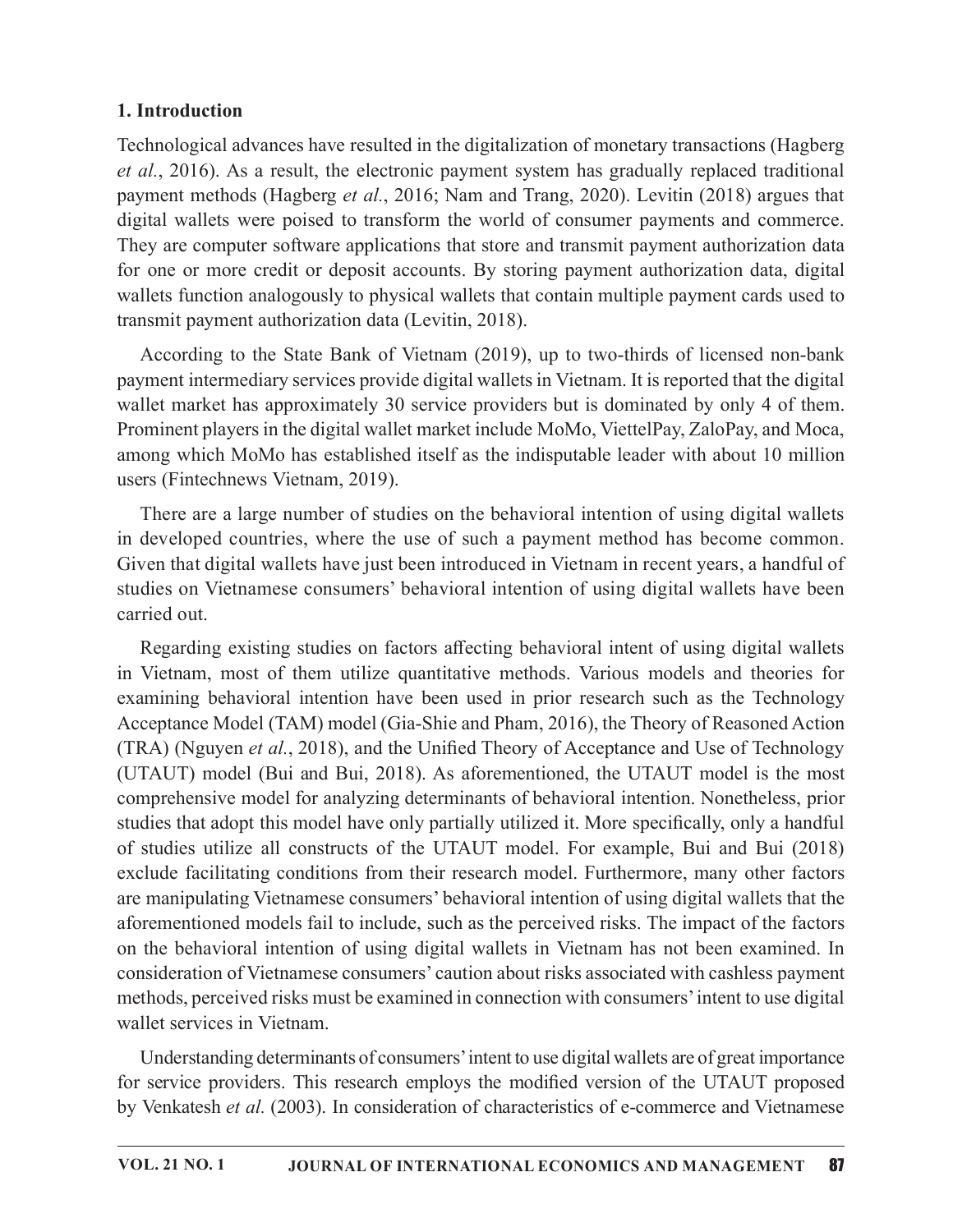## 1. Introduction

Technological advances have resulted in the digitalization of monetary transactions (Hagberg *et al.*, 2016). As a result, the electronic payment system has gradually replaced traditional payment methods (Hagberg *et al.*, 2016; Nam and Trang, 2020). Levitin (2018) argues that digital wallets were poised to transform the world of consumer payments and commerce. They are computer software applications that store and transmit payment authorization data for one or more credit or deposit accounts. By storing payment authorization data, digital wallets function analogously to physical wallets that contain multiple payment cards used to transmit payment authorization data (Levitin, 2018).

According to the State Bank of Vietnam (2019), up to two-thirds of licensed non-bank payment intermediary services provide digital wallets in Vietnam. It is reported that the digital wallet market has approximately 30 service providers but is dominated by only 4 of them. Prominent players in the digital wallet market include MoMo, ViettelPay, ZaloPay, and Moca, among which MoMo has established itself as the indisputable leader with about 10 million users (Fintechnews Vietnam, 2019).

There are a large number of studies on the behavioral intention of using digital wallets in developed countries, where the use of such a payment method has become common. Given that digital wallets have just been introduced in Vietnam in recent years, a handful of studies on Vietnamese consumers' behavioral intention of using digital wallets have been carried out.

Regarding existing studies on factors affecting behavioral intent of using digital wallets in Vietnam, most of them utilize quantitative methods. Various models and theories for examining behavioral intention have been used in prior research such as the Technology Acceptance Model (TAM) model (Gia-Shie and Pham, 2016), the Theory of Reasoned Action (TRA) (Nguyen *et al.*, 2018), and the Unified Theory of Acceptance and Use of Technology (UTAUT) model (Bui and Bui, 2018). As aforementioned, the UTAUT model is the most comprehensive model for analyzing determinants of behavioral intention. Nonetheless, prior studies that adopt this model have only partially utilized it. More specifically, only a handful of studies utilize all constructs of the UTAUT model. For example, Bui and Bui (2018) exclude facilitating conditions from their research model. Furthermore, many other factors are manipulating Vietnamese consumers' behavioral intention of using digital wallets that the aforementioned models fail to include, such as the perceived risks. The impact of the factors on the behavioral intention of using digital wallets in Vietnam has not been examined. In consideration of Vietnamese consumers' caution about risks associated with cashless payment methods, perceived risks must be examined in connection with consumers' intent to use digital wallet services in Vietnam.

Understanding determinants of consumers' intent to use digital wallets are of great importance for service providers. This research employs the modified version of the UTAUT proposed by Venkatesh *et al.* (2003). In consideration of characteristics of e-commerce and Vietnamese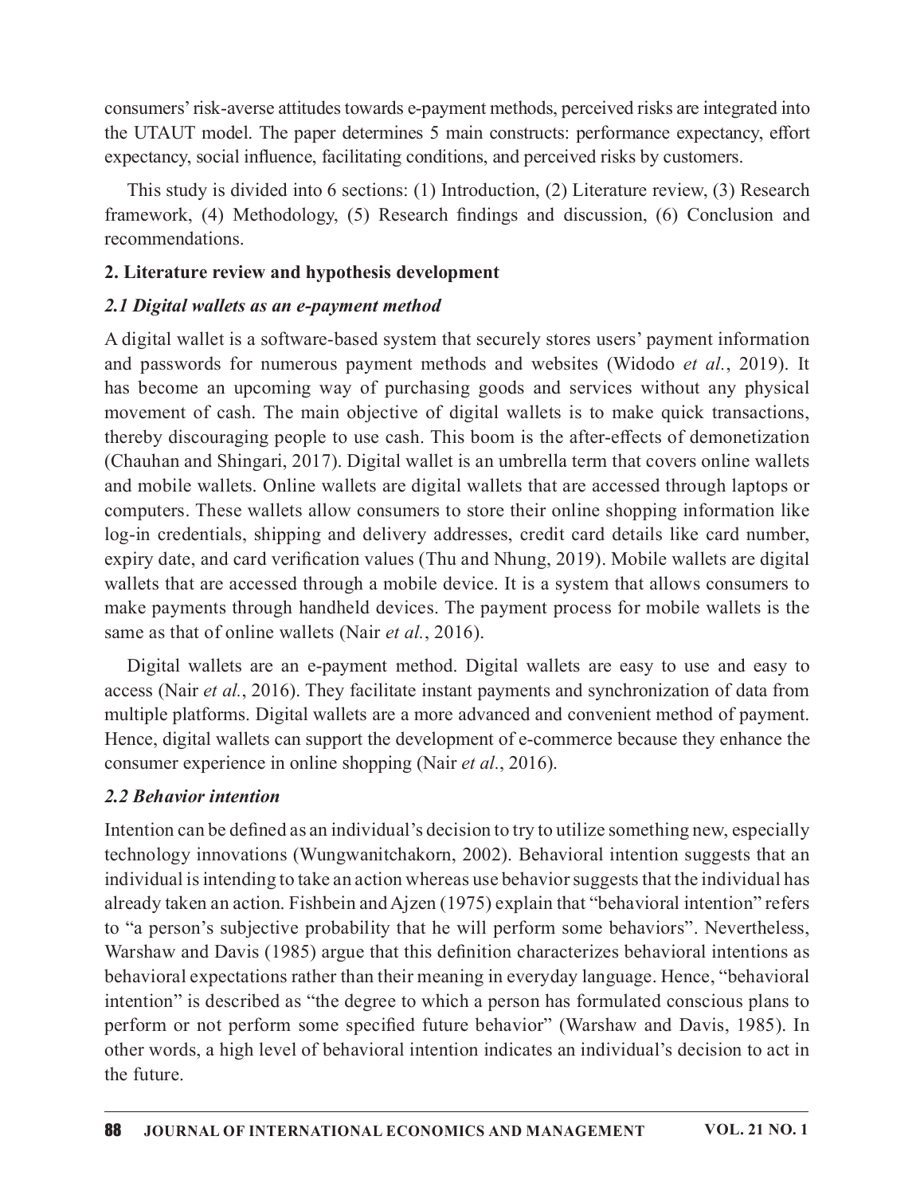consumers' risk-averse attitudes towards e-payment methods, perceived risks are integrated into the UTAUT model. The paper determines 5 main constructs: performance expectancy, effort expectancy, social influence, facilitating conditions, and perceived risks by customers.

This study is divided into 6 sections: (1) Introduction, (2) Literature review, (3) Research framework, (4) Methodology, (5) Research findings and discussion, (6) Conclusion and recommendations.

## 2. Literature review and hypothesis development

### *2.1 Digital wallets as an e-payment method*

A digital wallet is a software-based system that securely stores users' payment information and passwords for numerous payment methods and websites (Widodo *et al.*, 2019). It has become an upcoming way of purchasing goods and services without any physical movement of cash. The main objective of digital wallets is to make quick transactions, thereby discouraging people to use cash. This boom is the after-effects of demonetization (Chauhan and Shingari, 2017). Digital wallet is an umbrella term that covers online wallets and mobile wallets. Online wallets are digital wallets that are accessed through laptops or computers. These wallets allow consumers to store their online shopping information like log-in credentials, shipping and delivery addresses, credit card details like card number, expiry date, and card verification values (Thu and Nhung, 2019). Mobile wallets are digital wallets that are accessed through a mobile device. It is a system that allows consumers to make payments through handheld devices. The payment process for mobile wallets is the same as that of online wallets (Nair *et al.*, 2016).

Digital wallets are an e-payment method. Digital wallets are easy to use and easy to access (Nair *et al.*, 2016). They facilitate instant payments and synchronization of data from multiple platforms. Digital wallets are a more advanced and convenient method of payment. Hence, digital wallets can support the development of e-commerce because they enhance the consumer experience in online shopping (Nair *et al.*, 2016).

### *2.2 Behavior intention*

Intention can be defined as an individual's decision to try to utilize something new, especially technology innovations (Wungwanitchakorn, 2002). Behavioral intention suggests that an individual is intending to take an action whereas use behavior suggests that the individual has already taken an action. Fishbein and Ajzen (1975) explain that "behavioral intention" refers to "a person's subjective probability that he will perform some behaviors". Nevertheless, Warshaw and Davis (1985) argue that this definition characterizes behavioral intentions as behavioral expectations rather than their meaning in everyday language. Hence, "behavioral intention" is described as "the degree to which a person has formulated conscious plans to perform or not perform some specified future behavior" (Warshaw and Davis, 1985). In other words, a high level of behavioral intention indicates an individual's decision to act in the future.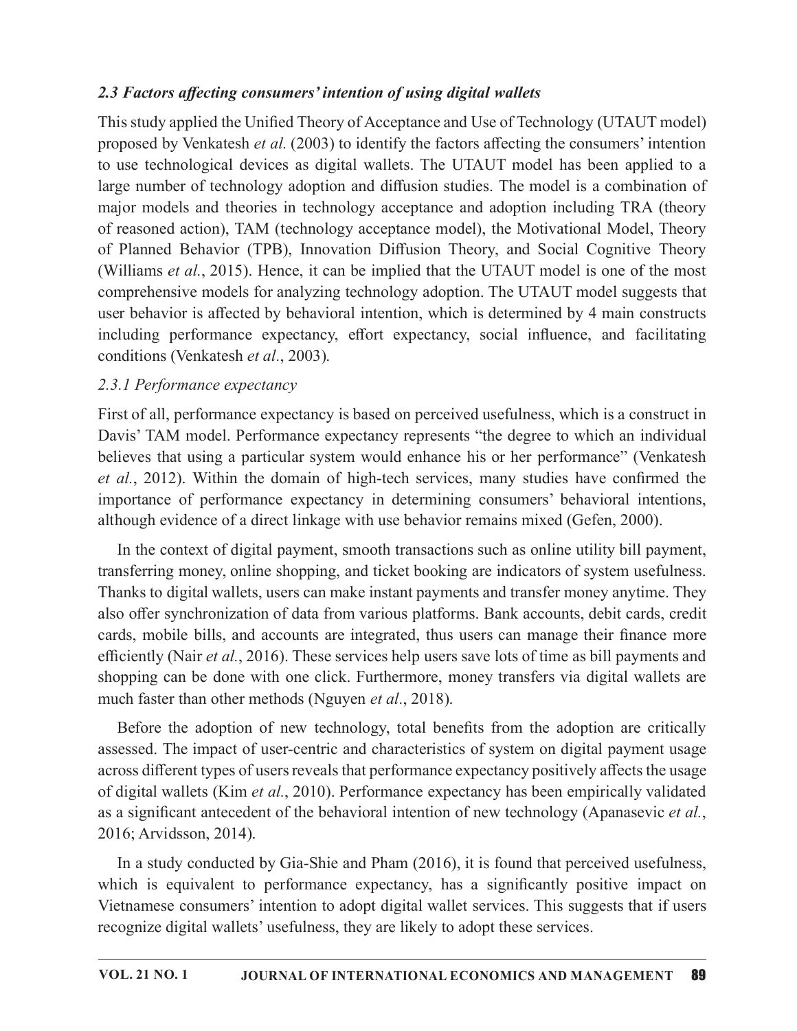### *2.3 Factors affecting consumers' intention of using digital wallets*

This study applied the Unified Theory of Acceptance and Use of Technology (UTAUT model) proposed by Venkatesh *et al.* (2003) to identify the factors affecting the consumers' intention to use technological devices as digital wallets. The UTAUT model has been applied to a large number of technology adoption and diffusion studies. The model is a combination of major models and theories in technology acceptance and adoption including TRA (theory of reasoned action), TAM (technology acceptance model), the Motivational Model, Theory of Planned Behavior (TPB), Innovation Diffusion Theory, and Social Cognitive Theory (Williams *et al.*, 2015). Hence, it can be implied that the UTAUT model is one of the most comprehensive models for analyzing technology adoption. The UTAUT model suggests that user behavior is affected by behavioral intention, which is determined by 4 main constructs including performance expectancy, effort expectancy, social influence, and facilitating conditions (Venkatesh *et al*., 2003).

#### *2.3.1 Performance expectancy*

First of all, performance expectancy is based on perceived usefulness, which is a construct in Davis' TAM model. Performance expectancy represents "the degree to which an individual believes that using a particular system would enhance his or her performance" (Venkatesh *et al.*, 2012). Within the domain of high-tech services, many studies have confirmed the importance of performance expectancy in determining consumers' behavioral intentions, although evidence of a direct linkage with use behavior remains mixed (Gefen, 2000).

In the context of digital payment, smooth transactions such as online utility bill payment, transferring money, online shopping, and ticket booking are indicators of system usefulness. Thanks to digital wallets, users can make instant payments and transfer money anytime. They also offer synchronization of data from various platforms. Bank accounts, debit cards, credit cards, mobile bills, and accounts are integrated, thus users can manage their finance more efficiently (Nair *et al.*, 2016). These services help users save lots of time as bill payments and shopping can be done with one click. Furthermore, money transfers via digital wallets are much faster than other methods (Nguyen *et al*., 2018).

Before the adoption of new technology, total benefits from the adoption are critically assessed. The impact of user-centric and characteristics of system on digital payment usage across different types of users reveals that performance expectancy positively affects the usage of digital wallets (Kim *et al.*, 2010). Performance expectancy has been empirically validated as a significant antecedent of the behavioral intention of new technology (Apanasevic *et al.*, 2016; Arvidsson, 2014).

In a study conducted by Gia-Shie and Pham (2016), it is found that perceived usefulness, which is equivalent to performance expectancy, has a significantly positive impact on Vietnamese consumers' intention to adopt digital wallet services. This suggests that if users recognize digital wallets' usefulness, they are likely to adopt these services.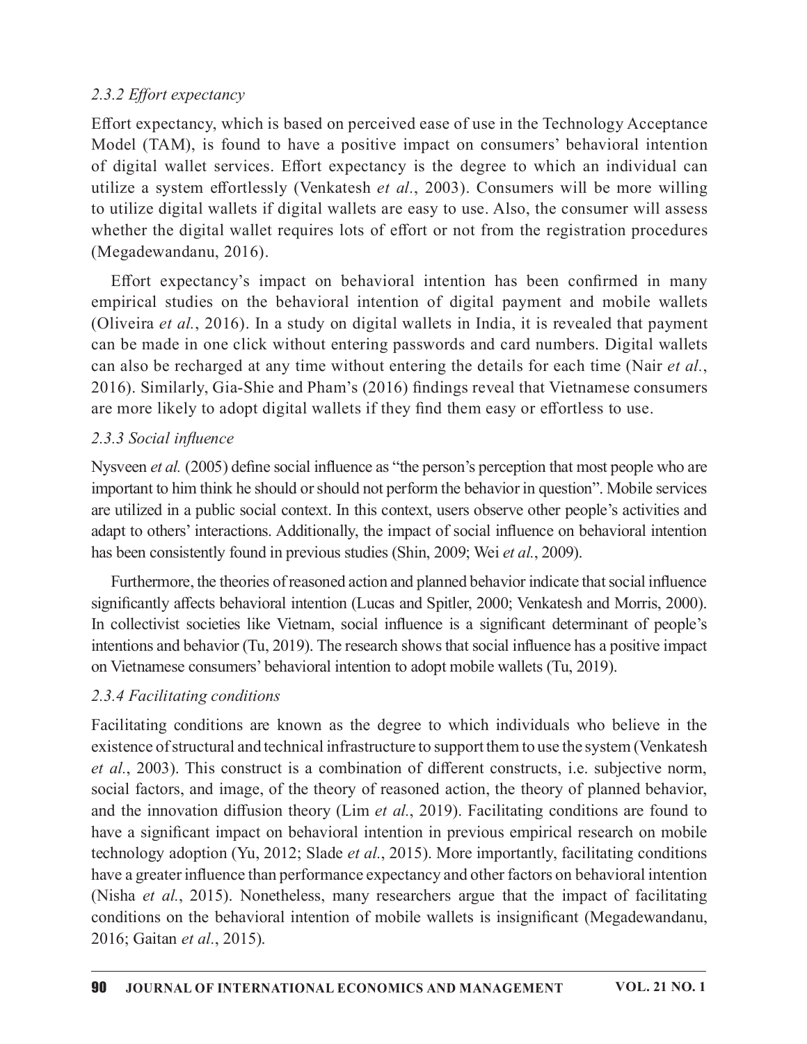### *2.3.2 Effort expectancy*

Effort expectancy, which is based on perceived ease of use in the Technology Acceptance Model (TAM), is found to have a positive impact on consumers' behavioral intention of digital wallet services. Effort expectancy is the degree to which an individual can utilize a system effortlessly (Venkatesh *et al.*, 2003). Consumers will be more willing to utilize digital wallets if digital wallets are easy to use. Also, the consumer will assess whether the digital wallet requires lots of effort or not from the registration procedures (Megadewandanu, 2016).

Effort expectancy's impact on behavioral intention has been confirmed in many empirical studies on the behavioral intention of digital payment and mobile wallets (Oliveira *et al.*, 2016). In a study on digital wallets in India, it is revealed that payment can be made in one click without entering passwords and card numbers. Digital wallets can also be recharged at any time without entering the details for each time (Nair *et al.*, 2016). Similarly, Gia-Shie and Pham's (2016) findings reveal that Vietnamese consumers are more likely to adopt digital wallets if they find them easy or effortless to use.

### *2.3.3 Social influence*

Nysveen *et al.* (2005) define social influence as "the person's perception that most people who are important to him think he should or should not perform the behavior in question". Mobile services are utilized in a public social context. In this context, users observe other people's activities and adapt to others' interactions. Additionally, the impact of social influence on behavioral intention has been consistently found in previous studies (Shin, 2009; Wei *et al.*, 2009).

Furthermore, the theories of reasoned action and planned behavior indicate that social influence significantly affects behavioral intention (Lucas and Spitler, 2000; Venkatesh and Morris, 2000). In collectivist societies like Vietnam, social influence is a significant determinant of people's intentions and behavior (Tu, 2019). The research shows that social influence has a positive impact on Vietnamese consumers' behavioral intention to adopt mobile wallets (Tu, 2019).

### *2.3.4 Facilitating conditions*

Facilitating conditions are known as the degree to which individuals who believe in the existence of structural and technical infrastructure to support them to use the system (Venkatesh *et al.*, 2003). This construct is a combination of different constructs, i.e. subjective norm, social factors, and image, of the theory of reasoned action, the theory of planned behavior, and the innovation diffusion theory (Lim *et al.*, 2019). Facilitating conditions are found to have a significant impact on behavioral intention in previous empirical research on mobile technology adoption (Yu, 2012; Slade *et al.*, 2015). More importantly, facilitating conditions have a greater influence than performance expectancy and other factors on behavioral intention (Nisha *et al.*, 2015). Nonetheless, many researchers argue that the impact of facilitating conditions on the behavioral intention of mobile wallets is insignificant (Megadewandanu, 2016; Gaitan *et al.*, 2015).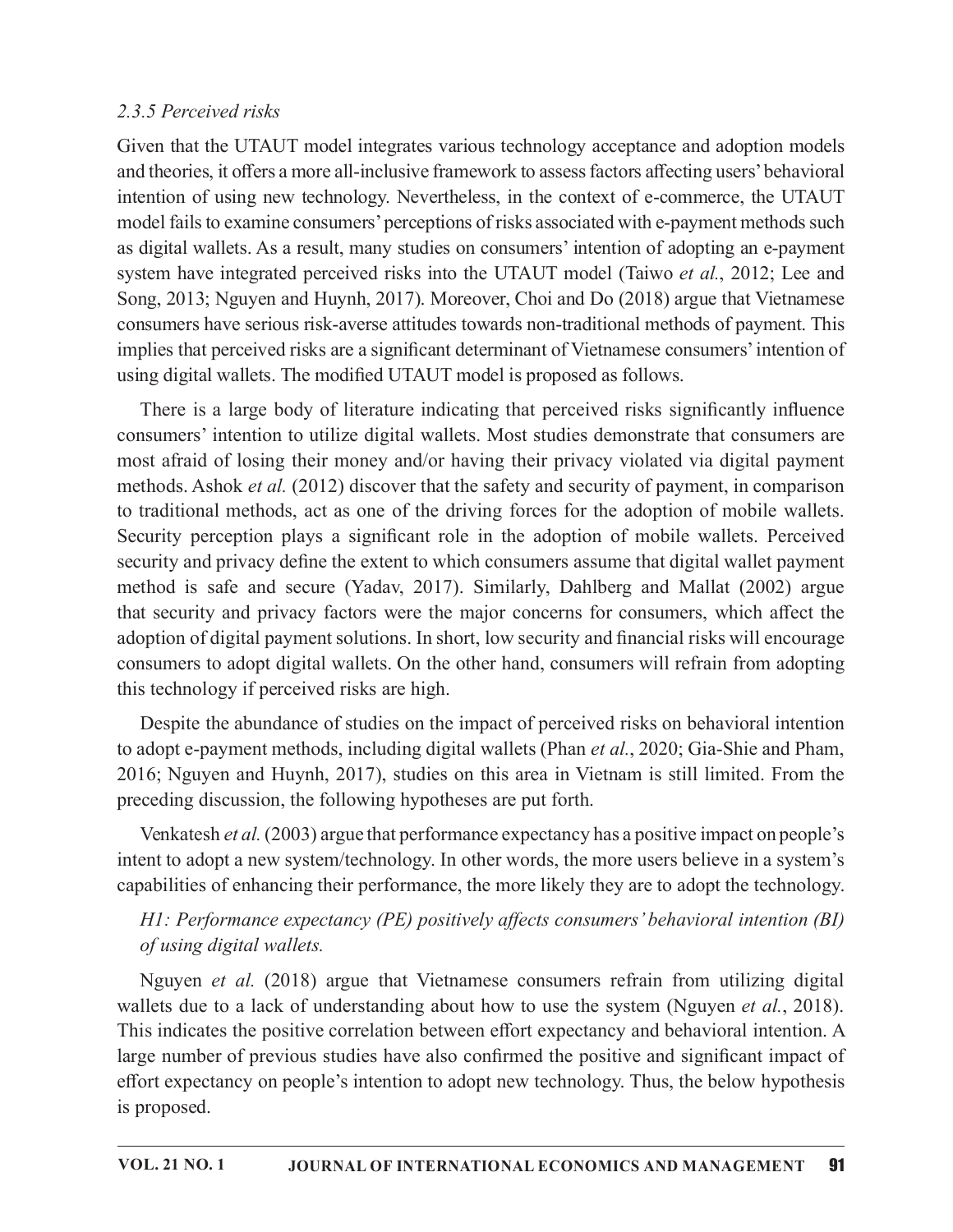*2.3.5 Perceived risks*

Given that the UTAUT model integrates various technology acceptance and adoption models and theories, it offers a more all-inclusive framework to assess factors affecting users' behavioral intention of using new technology. Nevertheless, in the context of e-commerce, the UTAUT model fails to examine consumers' perceptions of risks associated with e-payment methods such as digital wallets. As a result, many studies on consumers' intention of adopting an e-payment system have integrated perceived risks into the UTAUT model (Taiwo *et al.*, 2012; Lee and Song, 2013; Nguyen and Huynh, 2017). Moreover, Choi and Do (2018) argue that Vietnamese consumers have serious risk-averse attitudes towards non-traditional methods of payment. This implies that perceived risks are a significant determinant of Vietnamese consumers' intention of using digital wallets. The modified UTAUT model is proposed as follows.

There is a large body of literature indicating that perceived risks significantly influence consumers' intention to utilize digital wallets. Most studies demonstrate that consumers are most afraid of losing their money and/or having their privacy violated via digital payment methods. Ashok *et al.* (2012) discover that the safety and security of payment, in comparison to traditional methods, act as one of the driving forces for the adoption of mobile wallets. Security perception plays a significant role in the adoption of mobile wallets. Perceived security and privacy define the extent to which consumers assume that digital wallet payment method is safe and secure (Yadav, 2017). Similarly, Dahlberg and Mallat (2002) argue that security and privacy factors were the major concerns for consumers, which affect the adoption of digital payment solutions. In short, low security and financial risks will encourage consumers to adopt digital wallets. On the other hand, consumers will refrain from adopting this technology if perceived risks are high.

Despite the abundance of studies on the impact of perceived risks on behavioral intention to adopt e-payment methods, including digital wallets (Phan *et al.*, 2020; Gia-Shie and Pham, 2016; Nguyen and Huynh, 2017), studies on this area in Vietnam is still limited. From the preceding discussion, the following hypotheses are put forth.

Venkatesh *et al.* (2003) argue that performance expectancy has a positive impact on people's intent to adopt a new system/technology. In other words, the more users believe in a system's capabilities of enhancing their performance, the more likely they are to adopt the technology.

*H1: Performance expectancy (PE) positively affects consumers' behavioral intention (BI) of using digital wallets.*

Nguyen *et al.* (2018) argue that Vietnamese consumers refrain from utilizing digital wallets due to a lack of understanding about how to use the system (Nguyen *et al.*, 2018). This indicates the positive correlation between effort expectancy and behavioral intention. A large number of previous studies have also confirmed the positive and significant impact of effort expectancy on people's intention to adopt new technology. Thus, the below hypothesis is proposed.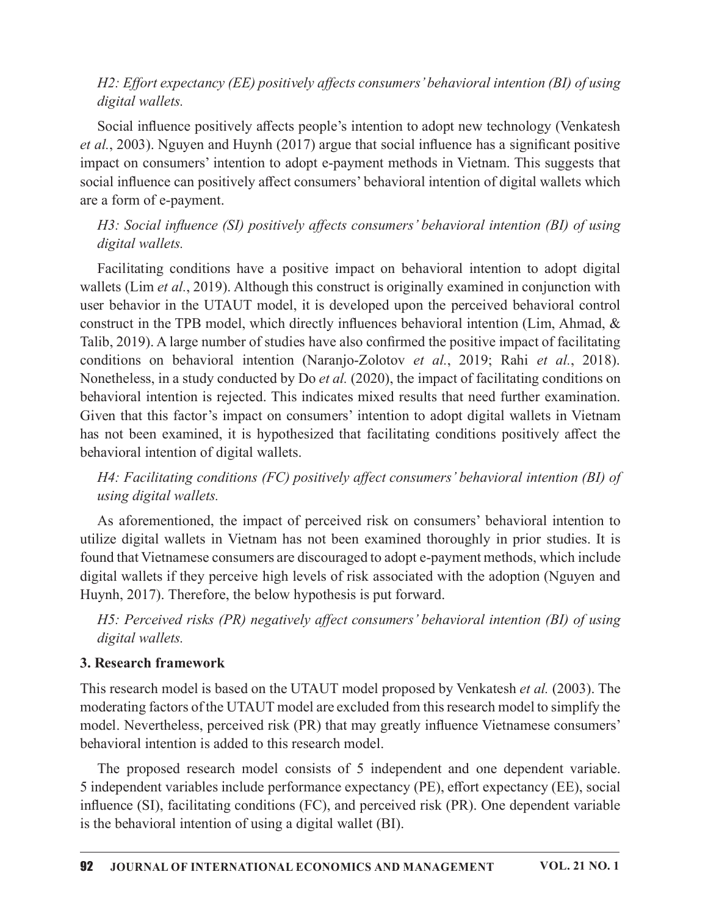*H2: Effort expectancy (EE) positively affects consumers' behavioral intention (BI) of using digital wallets.*

Social influence positively affects people's intention to adopt new technology (Venkatesh *et al.*, 2003). Nguyen and Huynh (2017) argue that social influence has a significant positive impact on consumers' intention to adopt e-payment methods in Vietnam. This suggests that social influence can positively affect consumers' behavioral intention of digital wallets which are a form of e-payment.

*H3: Social influence (SI) positively affects consumers' behavioral intention (BI) of using digital wallets.*

Facilitating conditions have a positive impact on behavioral intention to adopt digital wallets (Lim *et al.*, 2019). Although this construct is originally examined in conjunction with user behavior in the UTAUT model, it is developed upon the perceived behavioral control construct in the TPB model, which directly influences behavioral intention (Lim, Ahmad, & Talib, 2019). A large number of studies have also confirmed the positive impact of facilitating conditions on behavioral intention (Naranjo-Zolotov *et al.*, 2019; Rahi *et al.*, 2018). Nonetheless, in a study conducted by Do *et al.* (2020), the impact of facilitating conditions on behavioral intention is rejected. This indicates mixed results that need further examination. Given that this factor's impact on consumers' intention to adopt digital wallets in Vietnam has not been examined, it is hypothesized that facilitating conditions positively affect the behavioral intention of digital wallets.

*H4: Facilitating conditions (FC) positively affect consumers' behavioral intention (BI) of using digital wallets.*

As aforementioned, the impact of perceived risk on consumers' behavioral intention to utilize digital wallets in Vietnam has not been examined thoroughly in prior studies. It is found that Vietnamese consumers are discouraged to adopt e-payment methods, which include digital wallets if they perceive high levels of risk associated with the adoption (Nguyen and Huynh, 2017). Therefore, the below hypothesis is put forward.

*H5: Perceived risks (PR) negatively affect consumers' behavioral intention (BI) of using digital wallets.*

## 3. Research framework

This research model is based on the UTAUT model proposed by Venkatesh *et al.* (2003). The moderating factors of the UTAUT model are excluded from this research model to simplify the model. Nevertheless, perceived risk (PR) that may greatly influence Vietnamese consumers' behavioral intention is added to this research model.

The proposed research model consists of 5 independent and one dependent variable. 5 independent variables include performance expectancy (PE), effort expectancy (EE), social influence (SI), facilitating conditions (FC), and perceived risk (PR). One dependent variable is the behavioral intention of using a digital wallet (BI).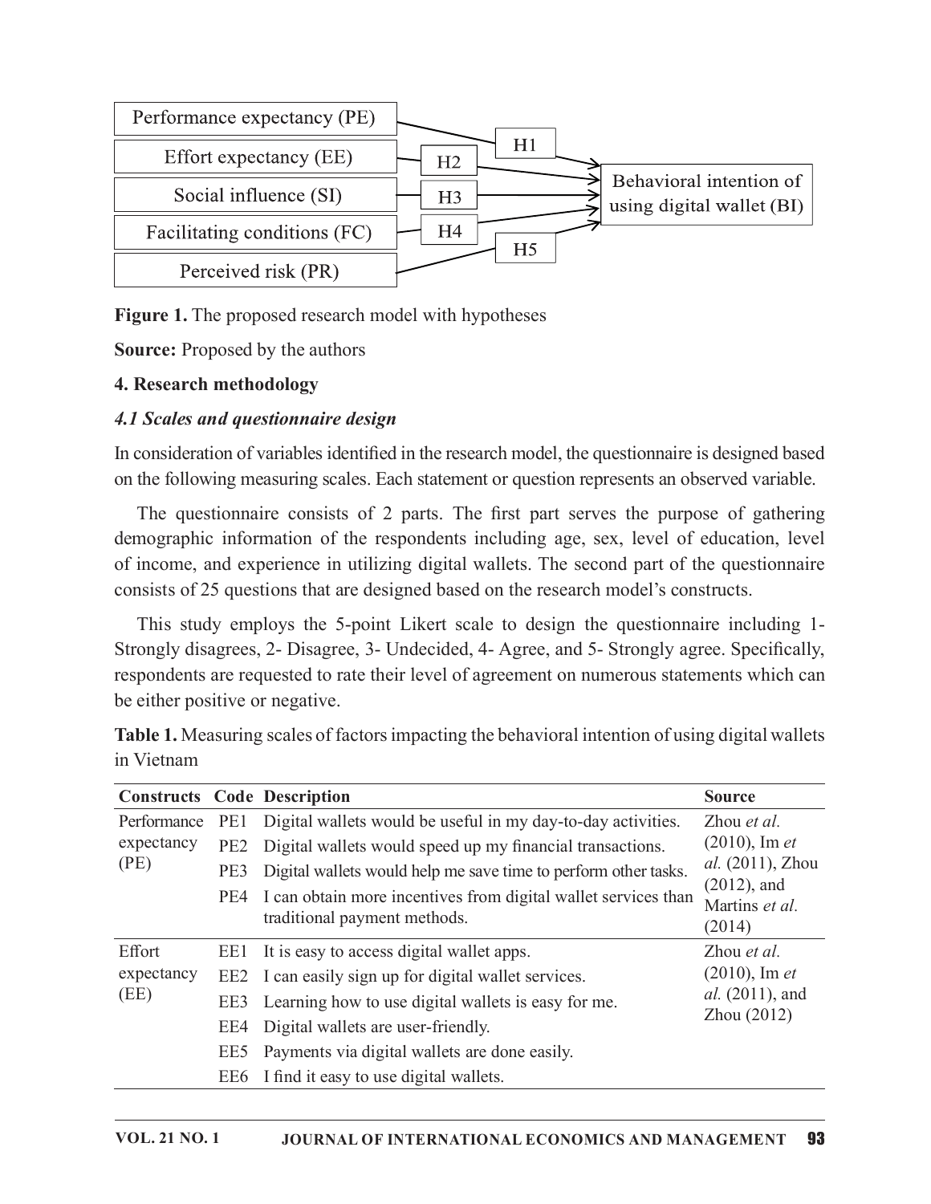Performance expectancy (PE) → H1 → Behavioral intention of using digital wallet (BI)

Effort expectancy (EE) → H2 → Behavioral intention of using digital wallet (BI)

Social influence (SI) → H3 → Behavioral intention of using digital wallet (BI)

Facilitating conditions (FC) → H4 → Behavioral intention of using digital wallet (BI)

Perceived risk (PR) → H5 → Behavioral intention of using digital wallet (BI)

**Figure 1.** The proposed research model with hypotheses

**Source:** Proposed by the authors

### 4. Research methodology

#### *4.1 Scales and questionnaire design*

In consideration of variables identified in the research model, the questionnaire is designed based on the following measuring scales. Each statement or question represents an observed variable.

The questionnaire consists of 2 parts. The first part serves the purpose of gathering demographic information of the respondents including age, sex, level of education, level of income, and experience in utilizing digital wallets. The second part of the questionnaire consists of 25 questions that are designed based on the research model's constructs.

This study employs the 5-point Likert scale to design the questionnaire including 1- Strongly disagrees, 2- Disagree, 3- Undecided, 4- Agree, and 5- Strongly agree. Specifically, respondents are requested to rate their level of agreement on numerous statements which can be either positive or negative.

**Table 1.** Measuring scales of factors impacting the behavioral intention of using digital wallets in Vietnam

| Constructs | Code | Description | Source |
|---|---|---|---|
| Performance expectancy (PE) | PE1 | Digital wallets would be useful in my day-to-day activities. | Zhou *et al.* (2010), Im *et al.* (2011), Zhou (2012), and Martins *et al.* (2014) |
| | PE2 | Digital wallets would speed up my financial transactions. | |
| | PE3 | Digital wallets would help me save time to perform other tasks. | |
| | PE4 | I can obtain more incentives from digital wallet services than traditional payment methods. | |
| Effort expectancy (EE) | EE1 | It is easy to access digital wallet apps. | Zhou *et al.* (2010), Im *et al.* (2011), and Zhou (2012) |
| | EE2 | I can easily sign up for digital wallet services. | |
| | EE3 | Learning how to use digital wallets is easy for me. | |
| | EE4 | Digital wallets are user-friendly. | |
| | EE5 | Payments via digital wallets are done easily. | |
| | EE6 | I find it easy to use digital wallets. | |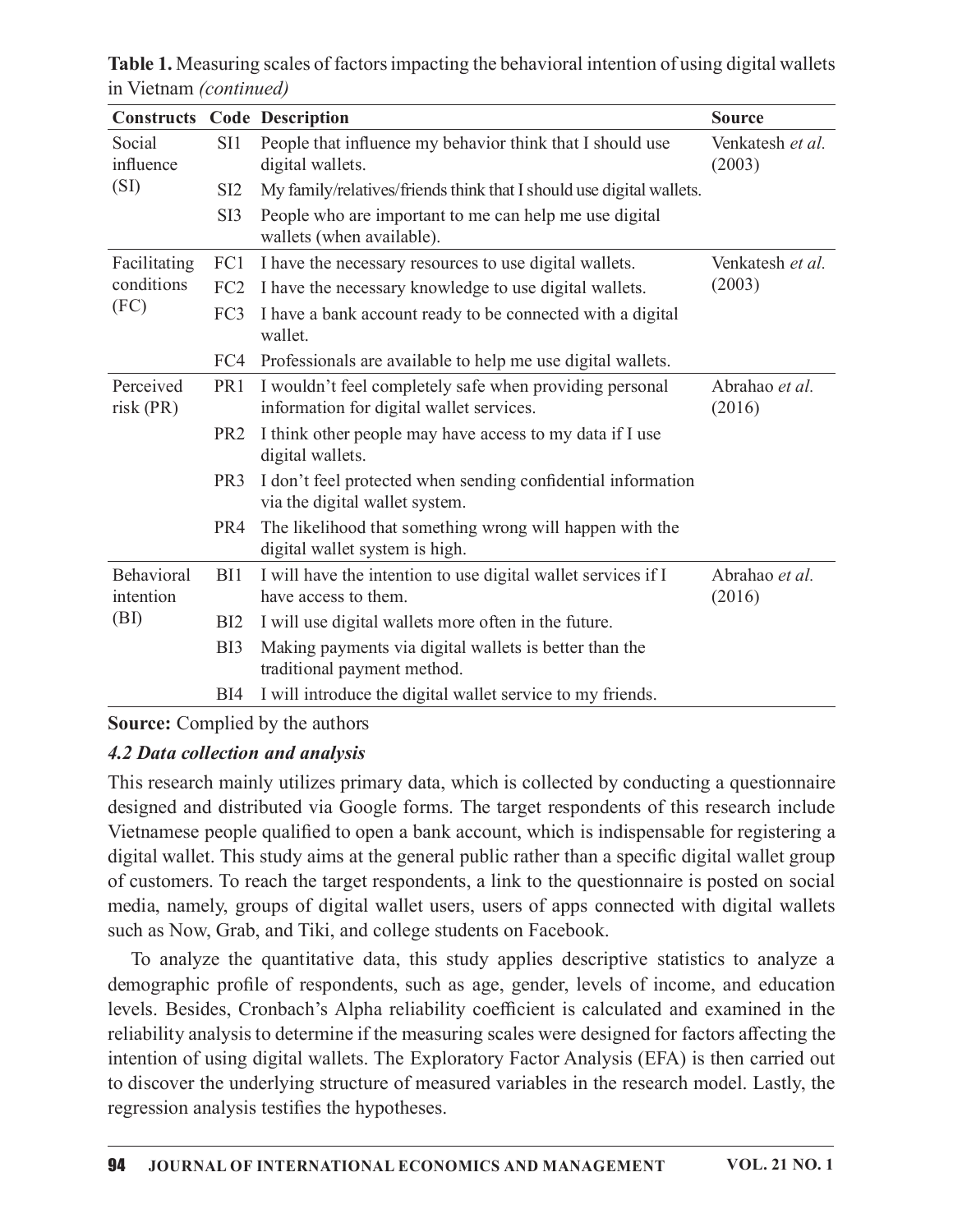**Table 1.** Measuring scales of factors impacting the behavioral intention of using digital wallets in Vietnam *(continued)*

| Constructs | Code | Description | Source |
|---|---|---|---|
| Social influence (SI) | SI1 | People that influence my behavior think that I should use digital wallets. | Venkatesh *et al.* (2003) |
| | SI2 | My family/relatives/friends think that I should use digital wallets. | |
| | SI3 | People who are important to me can help me use digital wallets (when available). | |
| Facilitating conditions (FC) | FC1 | I have the necessary resources to use digital wallets. | Venkatesh *et al.* (2003) |
| | FC2 | I have the necessary knowledge to use digital wallets. | |
| | FC3 | I have a bank account ready to be connected with a digital wallet. | |
| | FC4 | Professionals are available to help me use digital wallets. | |
| Perceived risk (PR) | PR1 | I wouldn't feel completely safe when providing personal information for digital wallet services. | Abrahao *et al.* (2016) |
| | PR2 | I think other people may have access to my data if I use digital wallets. | |
| | PR3 | I don't feel protected when sending confidential information via the digital wallet system. | |
| | PR4 | The likelihood that something wrong will happen with the digital wallet system is high. | |
| Behavioral intention (BI) | BI1 | I will have the intention to use digital wallet services if I have access to them. | Abrahao *et al.* (2016) |
| | BI2 | I will use digital wallets more often in the future. | |
| | BI3 | Making payments via digital wallets is better than the traditional payment method. | |
| | BI4 | I will introduce the digital wallet service to my friends. | |

**Source:** Complied by the authors

### *4.2 Data collection and analysis*

This research mainly utilizes primary data, which is collected by conducting a questionnaire designed and distributed via Google forms. The target respondents of this research include Vietnamese people qualified to open a bank account, which is indispensable for registering a digital wallet. This study aims at the general public rather than a specific digital wallet group of customers. To reach the target respondents, a link to the questionnaire is posted on social media, namely, groups of digital wallet users, users of apps connected with digital wallets such as Now, Grab, and Tiki, and college students on Facebook.

To analyze the quantitative data, this study applies descriptive statistics to analyze a demographic profile of respondents, such as age, gender, levels of income, and education levels. Besides, Cronbach's Alpha reliability coefficient is calculated and examined in the reliability analysis to determine if the measuring scales were designed for factors affecting the intention of using digital wallets. The Exploratory Factor Analysis (EFA) is then carried out to discover the underlying structure of measured variables in the research model. Lastly, the regression analysis testifies the hypotheses.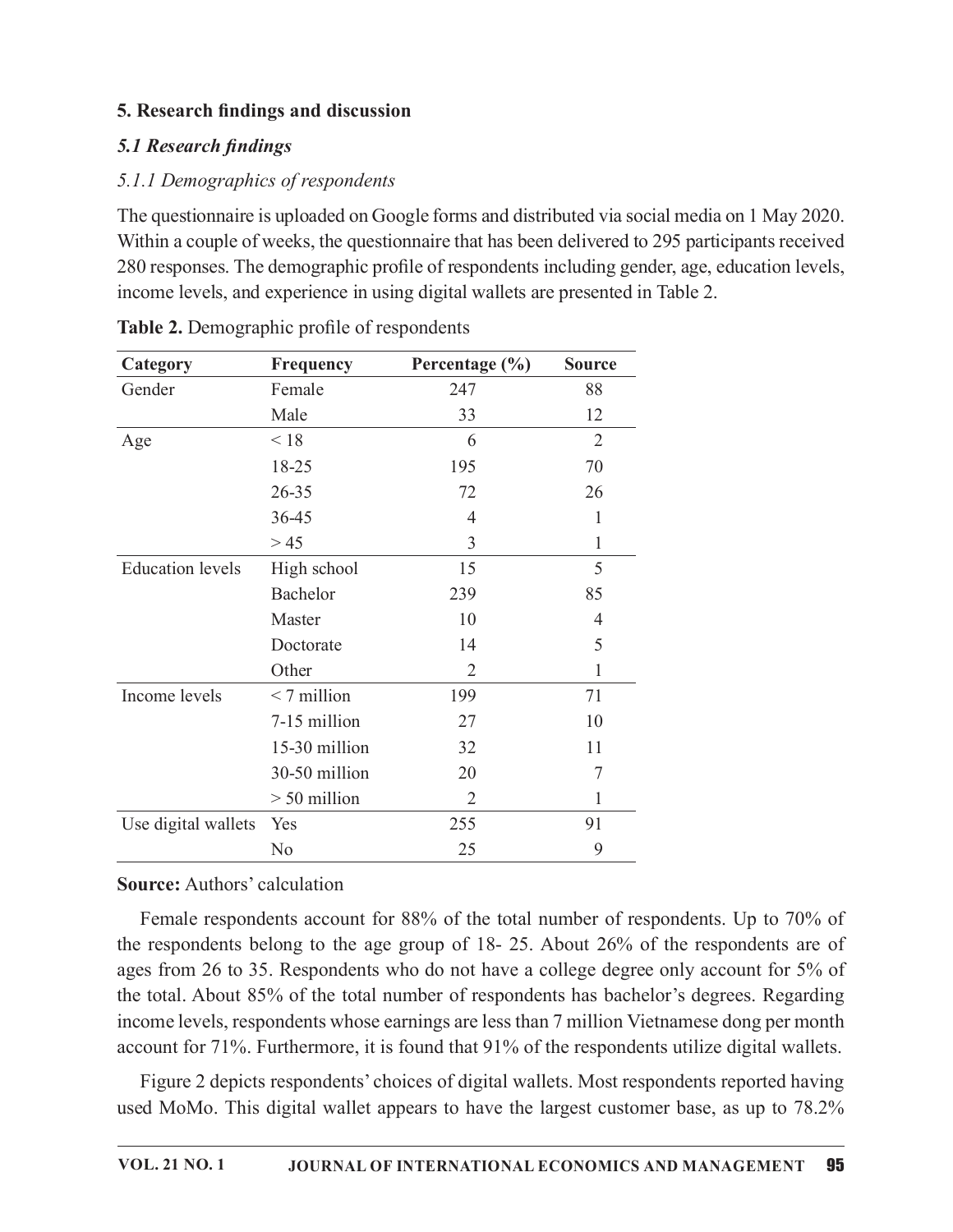## 5. Research findings and discussion

### *5.1 Research findings*

#### *5.1.1 Demographics of respondents*

The questionnaire is uploaded on Google forms and distributed via social media on 1 May 2020. Within a couple of weeks, the questionnaire that has been delivered to 295 participants received 280 responses. The demographic profile of respondents including gender, age, education levels, income levels, and experience in using digital wallets are presented in Table 2.

**Table 2.** Demographic profile of respondents

| Category | Frequency | Percentage (%) | Source |
|---|---|---|---|
| Gender | Female | 247 | 88 |
| | Male | 33 | 12 |
| Age | < 18 | 6 | 2 |
| | 18-25 | 195 | 70 |
| | 26-35 | 72 | 26 |
| | 36-45 | 4 | 1 |
| | > 45 | 3 | 1 |
| Education levels | High school | 15 | 5 |
| | Bachelor | 239 | 85 |
| | Master | 10 | 4 |
| | Doctorate | 14 | 5 |
| | Other | 2 | 1 |
| Income levels | < 7 million | 199 | 71 |
| | 7-15 million | 27 | 10 |
| | 15-30 million | 32 | 11 |
| | 30-50 million | 20 | 7 |
| | > 50 million | 2 | 1 |
| Use digital wallets | Yes | 255 | 91 |
| | No | 25 | 9 |

**Source:** Authors' calculation

Female respondents account for 88% of the total number of respondents. Up to 70% of the respondents belong to the age group of 18- 25. About 26% of the respondents are of ages from 26 to 35. Respondents who do not have a college degree only account for 5% of the total. About 85% of the total number of respondents has bachelor's degrees. Regarding income levels, respondents whose earnings are less than 7 million Vietnamese dong per month account for 71%. Furthermore, it is found that 91% of the respondents utilize digital wallets.

Figure 2 depicts respondents' choices of digital wallets. Most respondents reported having used MoMo. This digital wallet appears to have the largest customer base, as up to 78.2%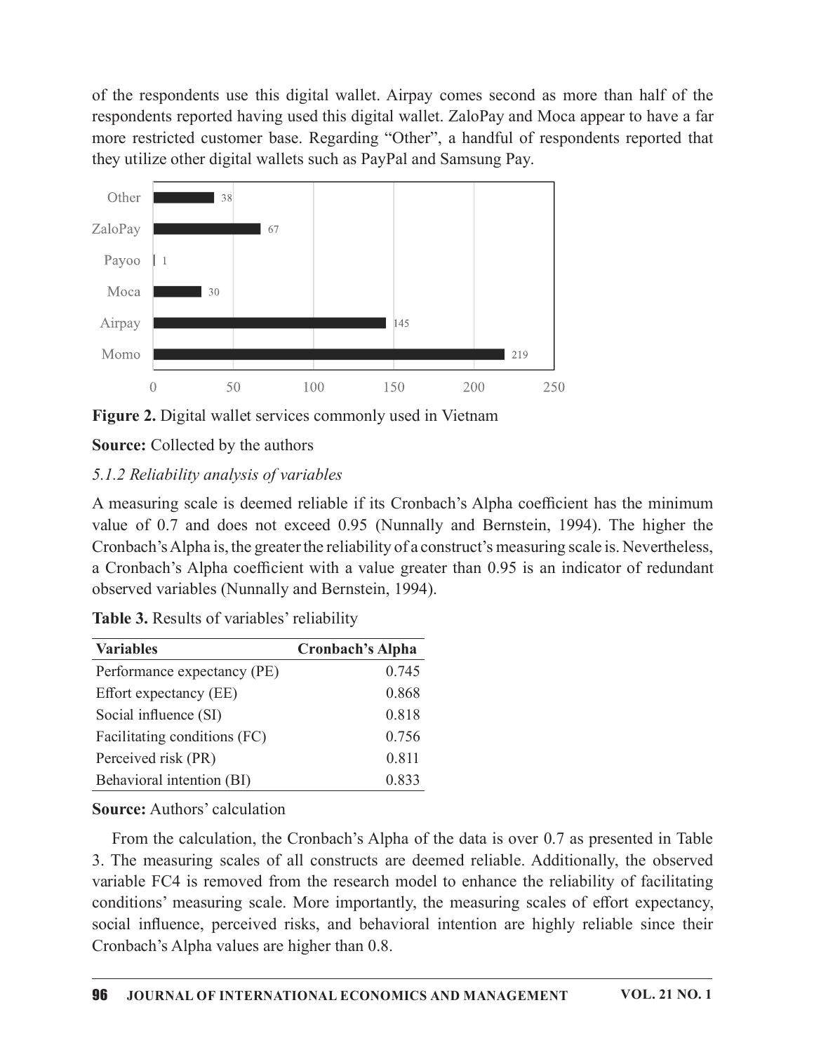of the respondents use this digital wallet. Airpay comes second as more than half of the respondents reported having used this digital wallet. ZaloPay and Moca appear to have a far more restricted customer base. Regarding "Other", a handful of respondents reported that they utilize other digital wallets such as PayPal and Samsung Pay.

**Figure 2.** Digital wallet services commonly used in Vietnam

**Source:** Collected by the authors

*5.1.2 Reliability analysis of variables*

A measuring scale is deemed reliable if its Cronbach's Alpha coefficient has the minimum value of 0.7 and does not exceed 0.95 (Nunnally and Bernstein, 1994). The higher the Cronbach's Alpha is, the greater the reliability of a construct's measuring scale is. Nevertheless, a Cronbach's Alpha coefficient with a value greater than 0.95 is an indicator of redundant observed variables (Nunnally and Bernstein, 1994).

**Table 3.** Results of variables' reliability

| Variables | Cronbach's Alpha |
|---|---:|
| Performance expectancy (PE) | 0.745 |
| Effort expectancy (EE) | 0.868 |
| Social influence (SI) | 0.818 |
| Facilitating conditions (FC) | 0.756 |
| Perceived risk (PR) | 0.811 |
| Behavioral intention (BI) | 0.833 |

**Source:** Authors' calculation

From the calculation, the Cronbach's Alpha of the data is over 0.7 as presented in Table 3. The measuring scales of all constructs are deemed reliable. Additionally, the observed variable FC4 is removed from the research model to enhance the reliability of facilitating conditions' measuring scale. More importantly, the measuring scales of effort expectancy, social influence, perceived risks, and behavioral intention are highly reliable since their Cronbach's Alpha values are higher than 0.8.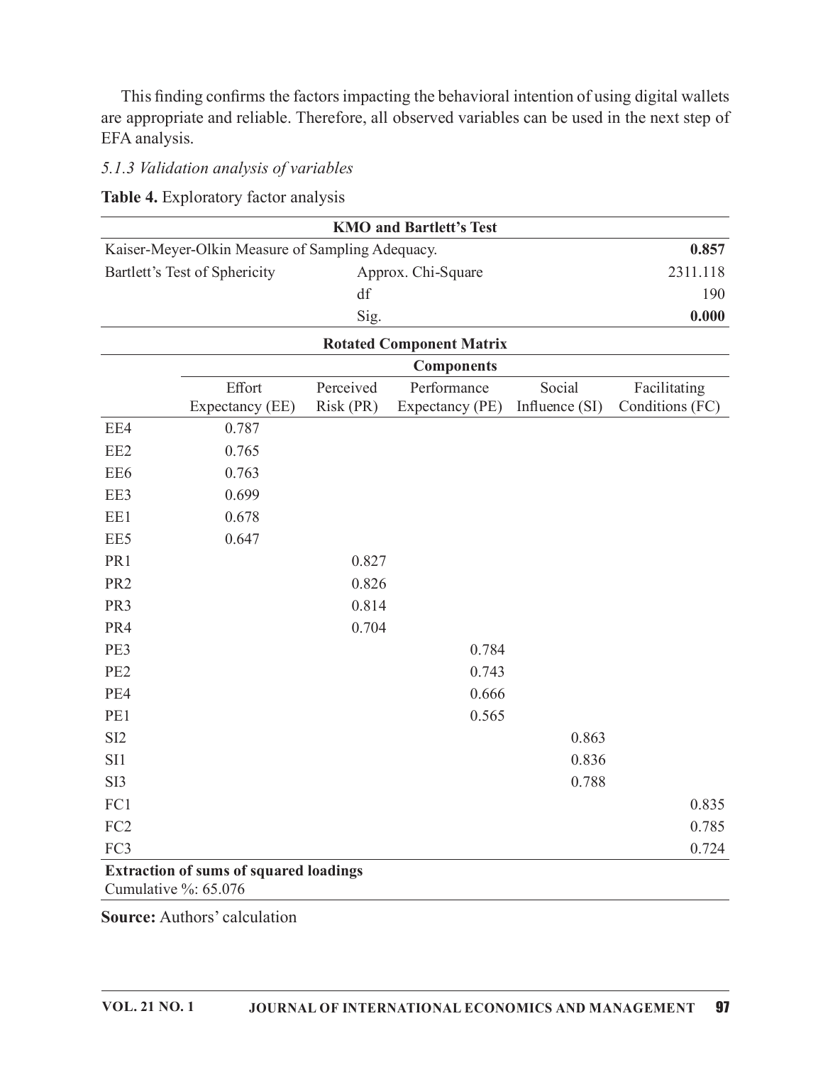This finding confirms the factors impacting the behavioral intention of using digital wallets are appropriate and reliable. Therefore, all observed variables can be used in the next step of EFA analysis.

*5.1.3 Validation analysis of variables*

**Table 4.** Exploratory factor analysis

| **KMO and Bartlett's Test** | | | | | |
|---|---|---|---|---|---|
| Kaiser-Meyer-Olkin Measure of Sampling Adequacy. | | | | | **0.857** |
| Bartlett's Test of Sphericity | | Approx. Chi-Square | | | 2311.118 |
| | | df | | | 190 |
| | | Sig. | | | **0.000** |
| **Rotated Component Matrix** | | | | | |
| | **Components** | | | | |
| | Effort Expectancy (EE) | Perceived Risk (PR) | Performance Expectancy (PE) | Social Influence (SI) | Facilitating Conditions (FC) |
| EE4 | 0.787 | | | | |
| EE2 | 0.765 | | | | |
| EE6 | 0.763 | | | | |
| EE3 | 0.699 | | | | |
| EE1 | 0.678 | | | | |
| EE5 | 0.647 | | | | |
| PR1 | | 0.827 | | | |
| PR2 | | 0.826 | | | |
| PR3 | | 0.814 | | | |
| PR4 | | 0.704 | | | |
| PE3 | | | 0.784 | | |
| PE2 | | | 0.743 | | |
| PE4 | | | 0.666 | | |
| PE1 | | | 0.565 | | |
| SI2 | | | | 0.863 | |
| SI1 | | | | 0.836 | |
| SI3 | | | | 0.788 | |
| FC1 | | | | | 0.835 |
| FC2 | | | | | 0.785 |
| FC3 | | | | | 0.724 |
| **Extraction of sums of squared loadings** Cumulative %: 65.076 | | | | | |

**Source:** Authors' calculation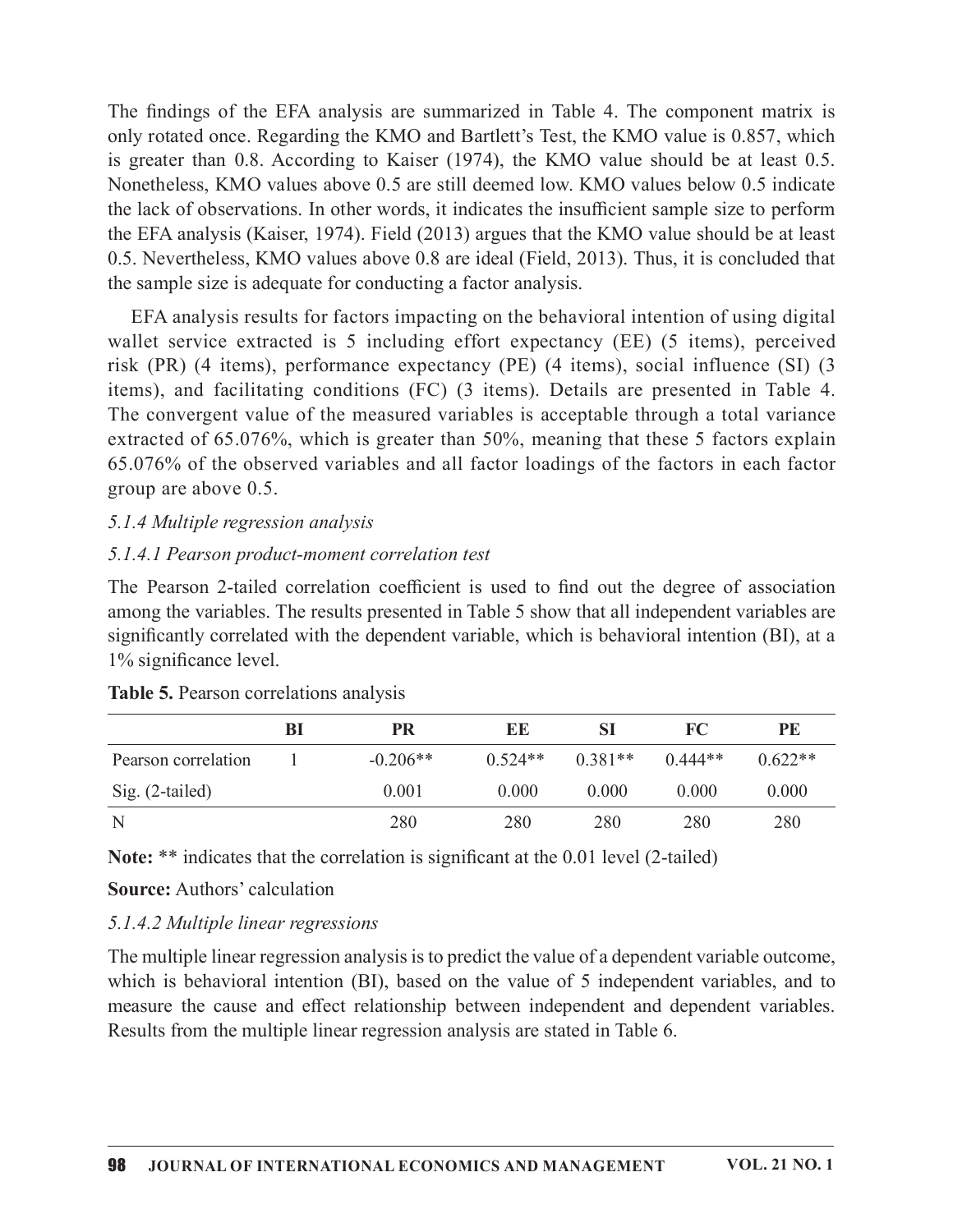The findings of the EFA analysis are summarized in Table 4. The component matrix is only rotated once. Regarding the KMO and Bartlett's Test, the KMO value is 0.857, which is greater than 0.8. According to Kaiser (1974), the KMO value should be at least 0.5. Nonetheless, KMO values above 0.5 are still deemed low. KMO values below 0.5 indicate the lack of observations. In other words, it indicates the insufficient sample size to perform the EFA analysis (Kaiser, 1974). Field (2013) argues that the KMO value should be at least 0.5. Nevertheless, KMO values above 0.8 are ideal (Field, 2013). Thus, it is concluded that the sample size is adequate for conducting a factor analysis.

EFA analysis results for factors impacting on the behavioral intention of using digital wallet service extracted is 5 including effort expectancy (EE) (5 items), perceived risk (PR) (4 items), performance expectancy (PE) (4 items), social influence (SI) (3 items), and facilitating conditions (FC) (3 items). Details are presented in Table 4. The convergent value of the measured variables is acceptable through a total variance extracted of 65.076%, which is greater than 50%, meaning that these 5 factors explain 65.076% of the observed variables and all factor loadings of the factors in each factor group are above 0.5.

#### *5.1.4 Multiple regression analysis*

##### *5.1.4.1 Pearson product-moment correlation test*

The Pearson 2-tailed correlation coefficient is used to find out the degree of association among the variables. The results presented in Table 5 show that all independent variables are significantly correlated with the dependent variable, which is behavioral intention (BI), at a 1% significance level.

**Table 5.** Pearson correlations analysis

| | BI | PR | EE | SI | FC | PE |
|---|---|---|---|---|---|---|
| Pearson correlation | 1 | -0.206** | 0.524** | 0.381** | 0.444** | 0.622** |
| Sig. (2-tailed) | | 0.001 | 0.000 | 0.000 | 0.000 | 0.000 |
| N | | 280 | 280 | 280 | 280 | 280 |

**Note:** ** indicates that the correlation is significant at the 0.01 level (2-tailed)

**Source:** Authors' calculation

##### *5.1.4.2 Multiple linear regressions*

The multiple linear regression analysis is to predict the value of a dependent variable outcome, which is behavioral intention (BI), based on the value of 5 independent variables, and to measure the cause and effect relationship between independent and dependent variables. Results from the multiple linear regression analysis are stated in Table 6.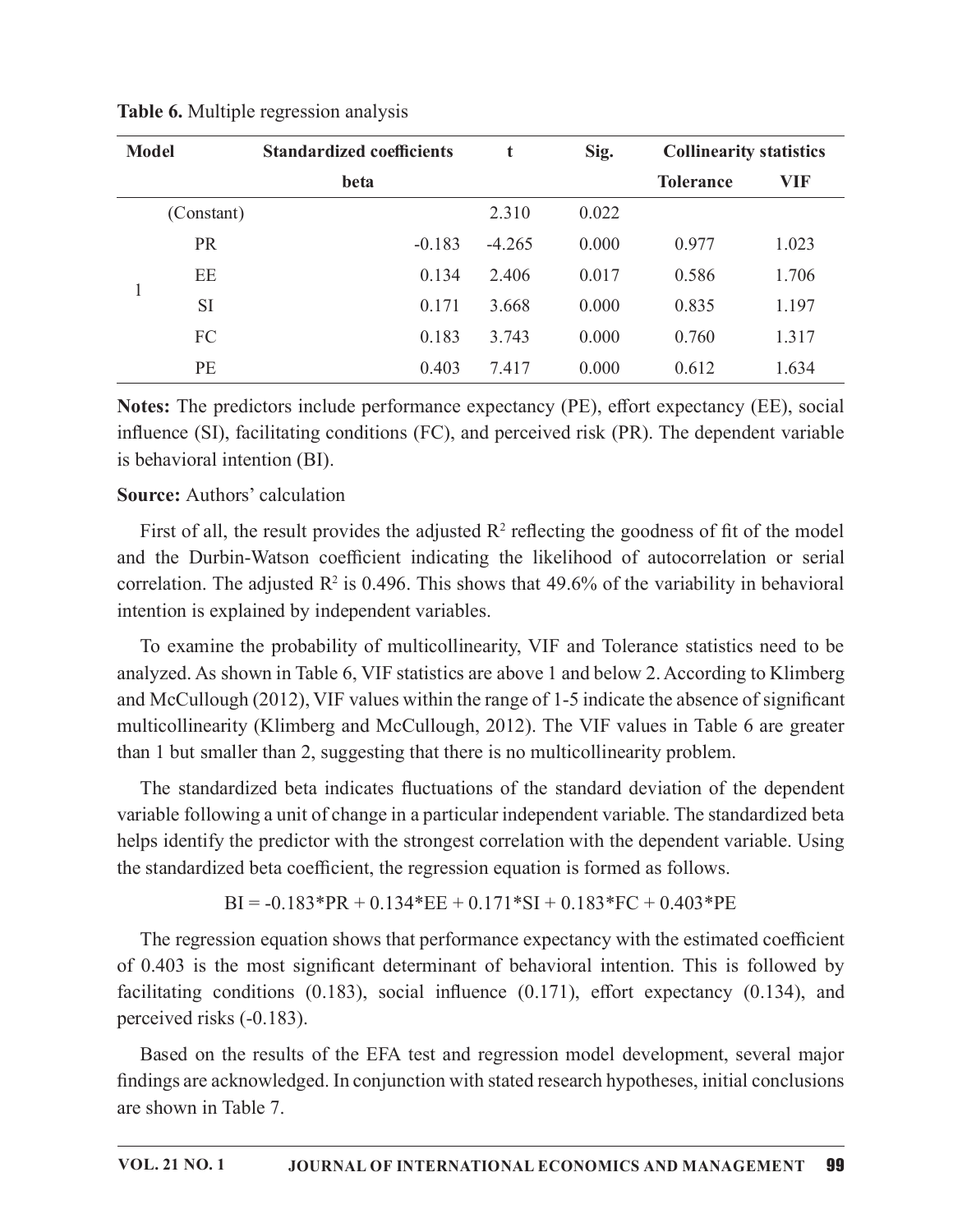**Table 6.** Multiple regression analysis

| Model | | Standardized coefficients | t | Sig. | Collinearity statistics | |
|---|---|---|---|---|---|---|
| | | beta | | | Tolerance | VIF |
| 1 | (Constant) | | 2.310 | 0.022 | | |
| | PR | -0.183 | -4.265 | 0.000 | 0.977 | 1.023 |
| | EE | 0.134 | 2.406 | 0.017 | 0.586 | 1.706 |
| | SI | 0.171 | 3.668 | 0.000 | 0.835 | 1.197 |
| | FC | 0.183 | 3.743 | 0.000 | 0.760 | 1.317 |
| | PE | 0.403 | 7.417 | 0.000 | 0.612 | 1.634 |

**Notes:** The predictors include performance expectancy (PE), effort expectancy (EE), social influence (SI), facilitating conditions (FC), and perceived risk (PR). The dependent variable is behavioral intention (BI).

**Source:** Authors' calculation

First of all, the result provides the adjusted $R^2$ reflecting the goodness of fit of the model and the Durbin-Watson coefficient indicating the likelihood of autocorrelation or serial correlation. The adjusted $R^2$ is 0.496. This shows that 49.6% of the variability in behavioral intention is explained by independent variables.

To examine the probability of multicollinearity, VIF and Tolerance statistics need to be analyzed. As shown in Table 6, VIF statistics are above 1 and below 2. According to Klimberg and McCullough (2012), VIF values within the range of 1-5 indicate the absence of significant multicollinearity (Klimberg and McCullough, 2012). The VIF values in Table 6 are greater than 1 but smaller than 2, suggesting that there is no multicollinearity problem.

The standardized beta indicates fluctuations of the standard deviation of the dependent variable following a unit of change in a particular independent variable. The standardized beta helps identify the predictor with the strongest correlation with the dependent variable. Using the standardized beta coefficient, the regression equation is formed as follows.

$$BI = -0.183*PR + 0.134*EE + 0.171*SI + 0.183*FC + 0.403*PE$$

The regression equation shows that performance expectancy with the estimated coefficient of 0.403 is the most significant determinant of behavioral intention. This is followed by facilitating conditions (0.183), social influence (0.171), effort expectancy (0.134), and perceived risks (-0.183).

Based on the results of the EFA test and regression model development, several major findings are acknowledged. In conjunction with stated research hypotheses, initial conclusions are shown in Table 7.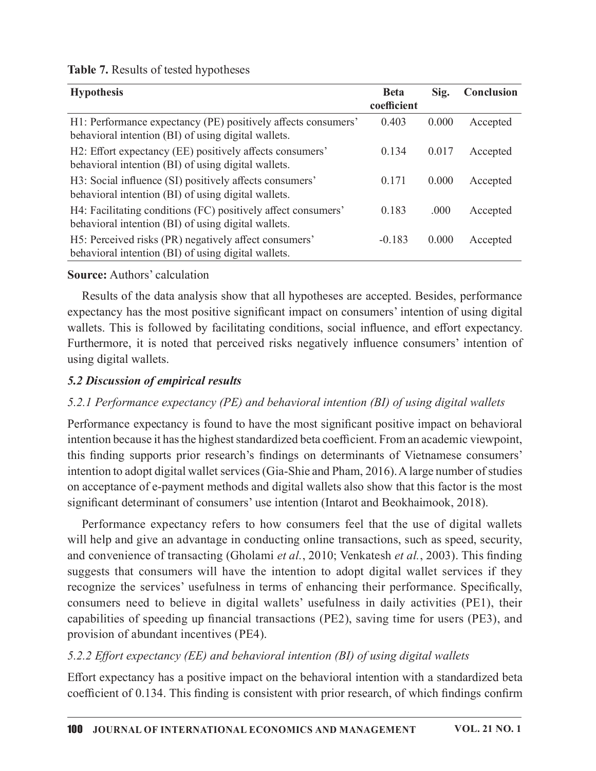**Table 7.** Results of tested hypotheses

| Hypothesis | Beta coefficient | Sig. | Conclusion |
|---|---|---|---|
| H1: Performance expectancy (PE) positively affects consumers' behavioral intention (BI) of using digital wallets. | 0.403 | 0.000 | Accepted |
| H2: Effort expectancy (EE) positively affects consumers' behavioral intention (BI) of using digital wallets. | 0.134 | 0.017 | Accepted |
| H3: Social influence (SI) positively affects consumers' behavioral intention (BI) of using digital wallets. | 0.171 | 0.000 | Accepted |
| H4: Facilitating conditions (FC) positively affect consumers' behavioral intention (BI) of using digital wallets. | 0.183 | .000 | Accepted |
| H5: Perceived risks (PR) negatively affect consumers' behavioral intention (BI) of using digital wallets. | -0.183 | 0.000 | Accepted |

**Source:** Authors' calculation

Results of the data analysis show that all hypotheses are accepted. Besides, performance expectancy has the most positive significant impact on consumers' intention of using digital wallets. This is followed by facilitating conditions, social influence, and effort expectancy. Furthermore, it is noted that perceived risks negatively influence consumers' intention of using digital wallets.

### *5.2 Discussion of empirical results*

#### *5.2.1 Performance expectancy (PE) and behavioral intention (BI) of using digital wallets*

Performance expectancy is found to have the most significant positive impact on behavioral intention because it has the highest standardized beta coefficient. From an academic viewpoint, this finding supports prior research's findings on determinants of Vietnamese consumers' intention to adopt digital wallet services (Gia-Shie and Pham, 2016). A large number of studies on acceptance of e-payment methods and digital wallets also show that this factor is the most significant determinant of consumers' use intention (Intarot and Beokhaimook, 2018).

Performance expectancy refers to how consumers feel that the use of digital wallets will help and give an advantage in conducting online transactions, such as speed, security, and convenience of transacting (Gholami *et al.*, 2010; Venkatesh *et al.*, 2003). This finding suggests that consumers will have the intention to adopt digital wallet services if they recognize the services' usefulness in terms of enhancing their performance. Specifically, consumers need to believe in digital wallets' usefulness in daily activities (PE1), their capabilities of speeding up financial transactions (PE2), saving time for users (PE3), and provision of abundant incentives (PE4).

#### *5.2.2 Effort expectancy (EE) and behavioral intention (BI) of using digital wallets*

Effort expectancy has a positive impact on the behavioral intention with a standardized beta coefficient of 0.134. This finding is consistent with prior research, of which findings confirm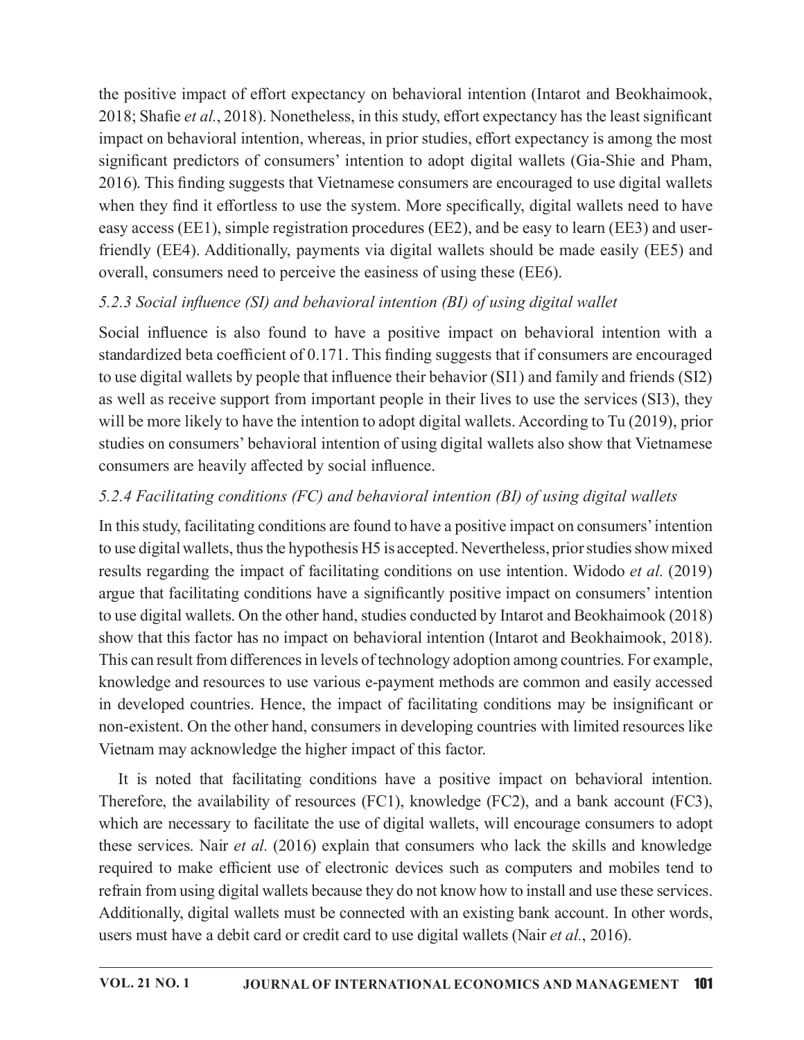the positive impact of effort expectancy on behavioral intention (Intarot and Beokhaimook, 2018; Shafie *et al.*, 2018). Nonetheless, in this study, effort expectancy has the least significant impact on behavioral intention, whereas, in prior studies, effort expectancy is among the most significant predictors of consumers' intention to adopt digital wallets (Gia-Shie and Pham, 2016). This finding suggests that Vietnamese consumers are encouraged to use digital wallets when they find it effortless to use the system. More specifically, digital wallets need to have easy access (EE1), simple registration procedures (EE2), and be easy to learn (EE3) and user-friendly (EE4). Additionally, payments via digital wallets should be made easily (EE5) and overall, consumers need to perceive the easiness of using these (EE6).

### *5.2.3 Social influence (SI) and behavioral intention (BI) of using digital wallet*

Social influence is also found to have a positive impact on behavioral intention with a standardized beta coefficient of 0.171. This finding suggests that if consumers are encouraged to use digital wallets by people that influence their behavior (SI1) and family and friends (SI2) as well as receive support from important people in their lives to use the services (SI3), they will be more likely to have the intention to adopt digital wallets. According to Tu (2019), prior studies on consumers' behavioral intention of using digital wallets also show that Vietnamese consumers are heavily affected by social influence.

### *5.2.4 Facilitating conditions (FC) and behavioral intention (BI) of using digital wallets*

In this study, facilitating conditions are found to have a positive impact on consumers' intention to use digital wallets, thus the hypothesis H5 is accepted. Nevertheless, prior studies show mixed results regarding the impact of facilitating conditions on use intention. Widodo *et al.* (2019) argue that facilitating conditions have a significantly positive impact on consumers' intention to use digital wallets. On the other hand, studies conducted by Intarot and Beokhaimook (2018) show that this factor has no impact on behavioral intention (Intarot and Beokhaimook, 2018). This can result from differences in levels of technology adoption among countries. For example, knowledge and resources to use various e-payment methods are common and easily accessed in developed countries. Hence, the impact of facilitating conditions may be insignificant or non-existent. On the other hand, consumers in developing countries with limited resources like Vietnam may acknowledge the higher impact of this factor.

It is noted that facilitating conditions have a positive impact on behavioral intention. Therefore, the availability of resources (FC1), knowledge (FC2), and a bank account (FC3), which are necessary to facilitate the use of digital wallets, will encourage consumers to adopt these services. Nair *et al.* (2016) explain that consumers who lack the skills and knowledge required to make efficient use of electronic devices such as computers and mobiles tend to refrain from using digital wallets because they do not know how to install and use these services. Additionally, digital wallets must be connected with an existing bank account. In other words, users must have a debit card or credit card to use digital wallets (Nair *et al.*, 2016).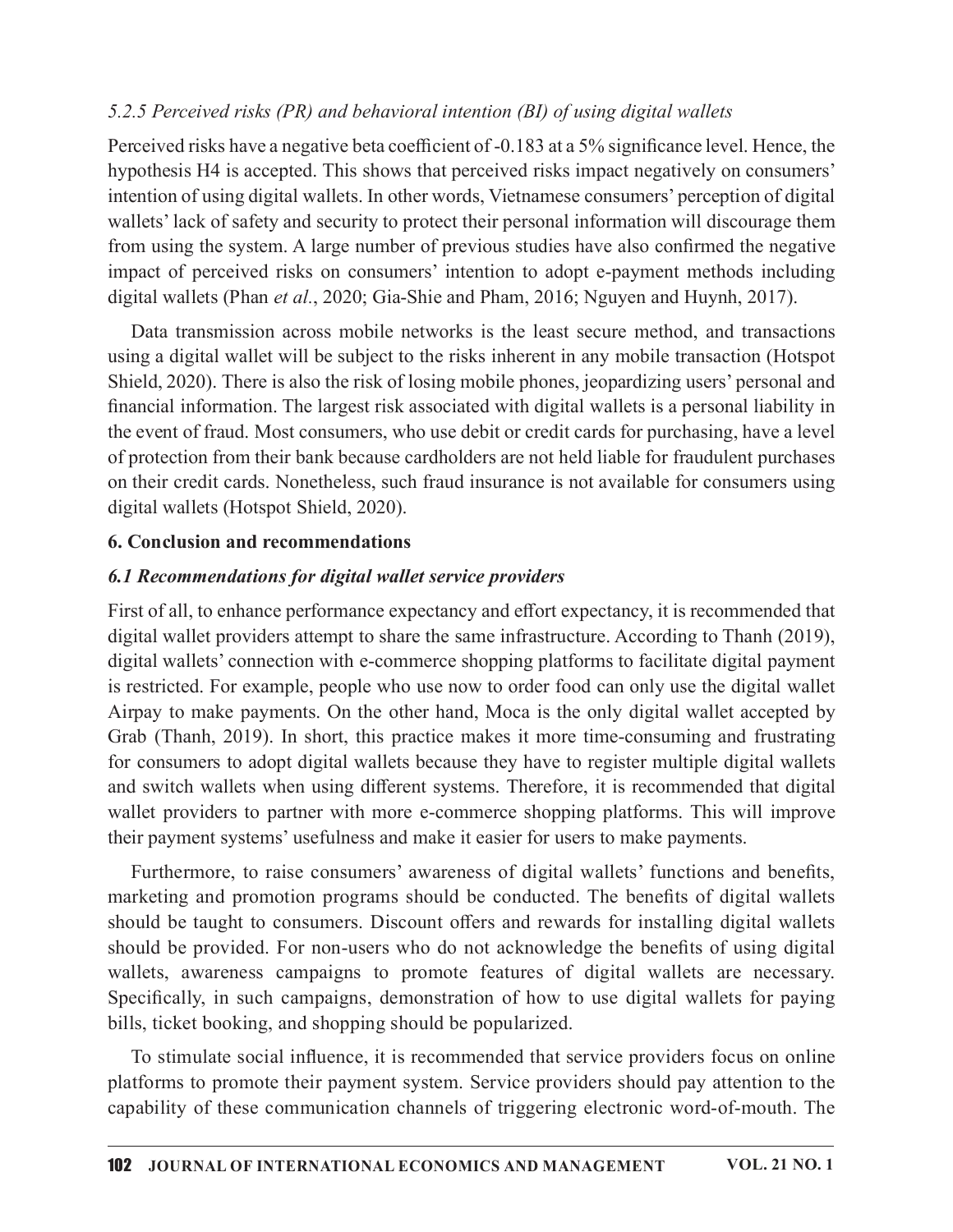*5.2.5 Perceived risks (PR) and behavioral intention (BI) of using digital wallets*

Perceived risks have a negative beta coefficient of -0.183 at a 5% significance level. Hence, the hypothesis H4 is accepted. This shows that perceived risks impact negatively on consumers' intention of using digital wallets. In other words, Vietnamese consumers' perception of digital wallets' lack of safety and security to protect their personal information will discourage them from using the system. A large number of previous studies have also confirmed the negative impact of perceived risks on consumers' intention to adopt e-payment methods including digital wallets (Phan *et al.*, 2020; Gia-Shie and Pham, 2016; Nguyen and Huynh, 2017).

Data transmission across mobile networks is the least secure method, and transactions using a digital wallet will be subject to the risks inherent in any mobile transaction (Hotspot Shield, 2020). There is also the risk of losing mobile phones, jeopardizing users' personal and financial information. The largest risk associated with digital wallets is a personal liability in the event of fraud. Most consumers, who use debit or credit cards for purchasing, have a level of protection from their bank because cardholders are not held liable for fraudulent purchases on their credit cards. Nonetheless, such fraud insurance is not available for consumers using digital wallets (Hotspot Shield, 2020).

## 6. Conclusion and recommendations

### *6.1 Recommendations for digital wallet service providers*

First of all, to enhance performance expectancy and effort expectancy, it is recommended that digital wallet providers attempt to share the same infrastructure. According to Thanh (2019), digital wallets' connection with e-commerce shopping platforms to facilitate digital payment is restricted. For example, people who use now to order food can only use the digital wallet Airpay to make payments. On the other hand, Moca is the only digital wallet accepted by Grab (Thanh, 2019). In short, this practice makes it more time-consuming and frustrating for consumers to adopt digital wallets because they have to register multiple digital wallets and switch wallets when using different systems. Therefore, it is recommended that digital wallet providers to partner with more e-commerce shopping platforms. This will improve their payment systems' usefulness and make it easier for users to make payments.

Furthermore, to raise consumers' awareness of digital wallets' functions and benefits, marketing and promotion programs should be conducted. The benefits of digital wallets should be taught to consumers. Discount offers and rewards for installing digital wallets should be provided. For non-users who do not acknowledge the benefits of using digital wallets, awareness campaigns to promote features of digital wallets are necessary. Specifically, in such campaigns, demonstration of how to use digital wallets for paying bills, ticket booking, and shopping should be popularized.

To stimulate social influence, it is recommended that service providers focus on online platforms to promote their payment system. Service providers should pay attention to the capability of these communication channels of triggering electronic word-of-mouth. The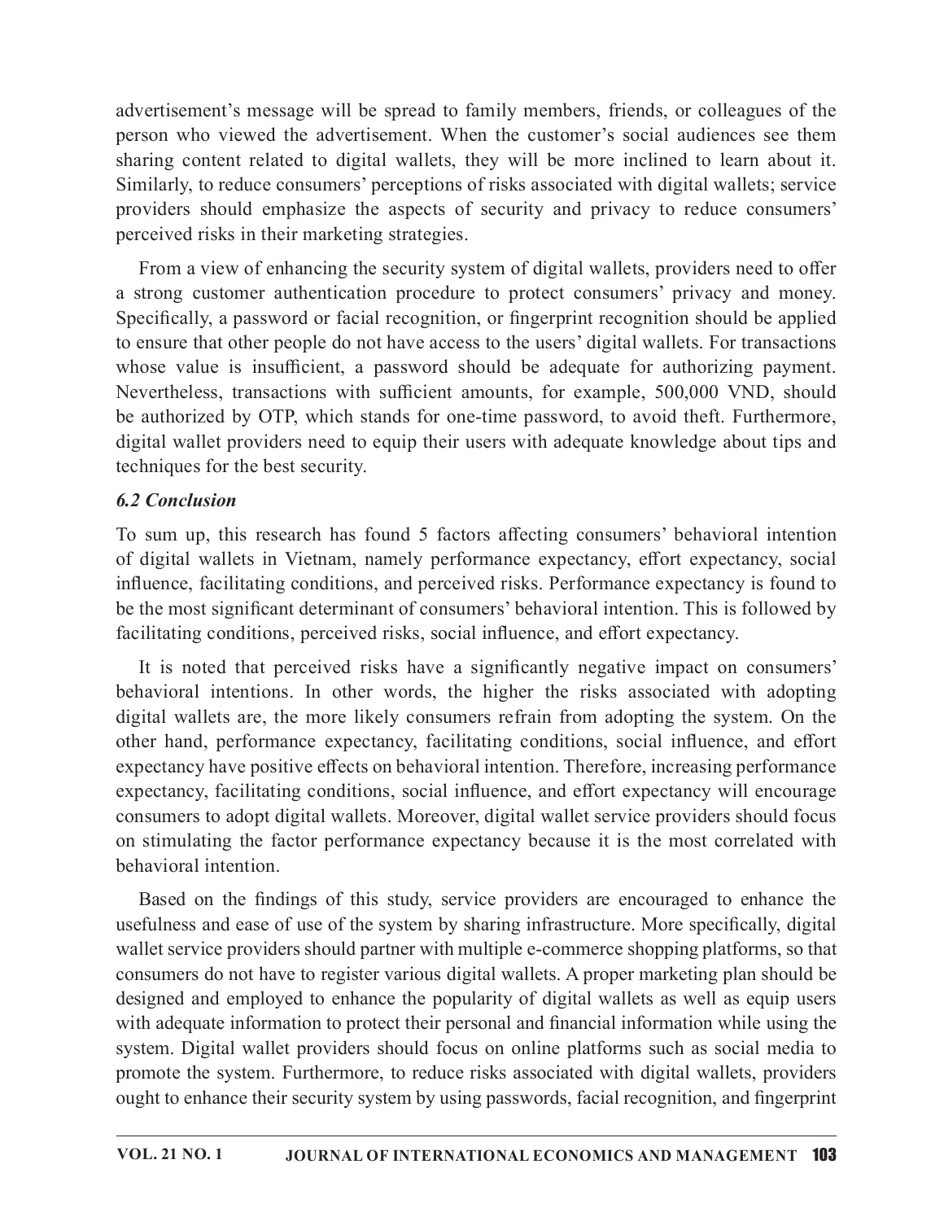advertisement's message will be spread to family members, friends, or colleagues of the person who viewed the advertisement. When the customer's social audiences see them sharing content related to digital wallets, they will be more inclined to learn about it. Similarly, to reduce consumers' perceptions of risks associated with digital wallets; service providers should emphasize the aspects of security and privacy to reduce consumers' perceived risks in their marketing strategies.

From a view of enhancing the security system of digital wallets, providers need to offer a strong customer authentication procedure to protect consumers' privacy and money. Specifically, a password or facial recognition, or fingerprint recognition should be applied to ensure that other people do not have access to the users' digital wallets. For transactions whose value is insufficient, a password should be adequate for authorizing payment. Nevertheless, transactions with sufficient amounts, for example, 500,000 VND, should be authorized by OTP, which stands for one-time password, to avoid theft. Furthermore, digital wallet providers need to equip their users with adequate knowledge about tips and techniques for the best security.

### *6.2 Conclusion*

To sum up, this research has found 5 factors affecting consumers' behavioral intention of digital wallets in Vietnam, namely performance expectancy, effort expectancy, social influence, facilitating conditions, and perceived risks. Performance expectancy is found to be the most significant determinant of consumers' behavioral intention. This is followed by facilitating conditions, perceived risks, social influence, and effort expectancy.

It is noted that perceived risks have a significantly negative impact on consumers' behavioral intentions. In other words, the higher the risks associated with adopting digital wallets are, the more likely consumers refrain from adopting the system. On the other hand, performance expectancy, facilitating conditions, social influence, and effort expectancy have positive effects on behavioral intention. Therefore, increasing performance expectancy, facilitating conditions, social influence, and effort expectancy will encourage consumers to adopt digital wallets. Moreover, digital wallet service providers should focus on stimulating the factor performance expectancy because it is the most correlated with behavioral intention.

Based on the findings of this study, service providers are encouraged to enhance the usefulness and ease of use of the system by sharing infrastructure. More specifically, digital wallet service providers should partner with multiple e-commerce shopping platforms, so that consumers do not have to register various digital wallets. A proper marketing plan should be designed and employed to enhance the popularity of digital wallets as well as equip users with adequate information to protect their personal and financial information while using the system. Digital wallet providers should focus on online platforms such as social media to promote the system. Furthermore, to reduce risks associated with digital wallets, providers ought to enhance their security system by using passwords, facial recognition, and fingerprint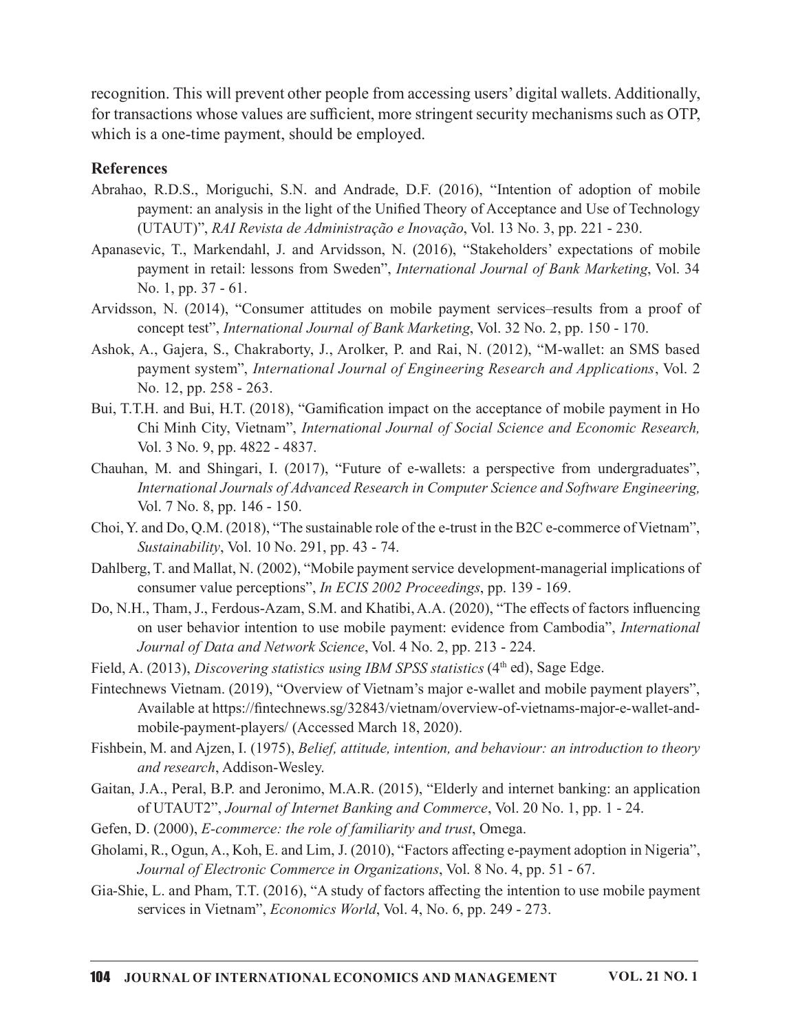recognition. This will prevent other people from accessing users' digital wallets. Additionally, for transactions whose values are sufficient, more stringent security mechanisms such as OTP, which is a one-time payment, should be employed.

## References

Abrahao, R.D.S., Moriguchi, S.N. and Andrade, D.F. (2016), "Intention of adoption of mobile payment: an analysis in the light of the Unified Theory of Acceptance and Use of Technology (UTAUT)", *RAI Revista de Administração e Inovação*, Vol. 13 No. 3, pp. 221 - 230.

Apanasevic, T., Markendahl, J. and Arvidsson, N. (2016), "Stakeholders' expectations of mobile payment in retail: lessons from Sweden", *International Journal of Bank Marketing*, Vol. 34 No. 1, pp. 37 - 61.

Arvidsson, N. (2014), "Consumer attitudes on mobile payment services–results from a proof of concept test", *International Journal of Bank Marketing*, Vol. 32 No. 2, pp. 150 - 170.

Ashok, A., Gajera, S., Chakraborty, J., Arolker, P. and Rai, N. (2012), "M-wallet: an SMS based payment system", *International Journal of Engineering Research and Applications*, Vol. 2 No. 12, pp. 258 - 263.

Bui, T.T.H. and Bui, H.T. (2018), "Gamification impact on the acceptance of mobile payment in Ho Chi Minh City, Vietnam", *International Journal of Social Science and Economic Research,* Vol. 3 No. 9, pp. 4822 - 4837.

Chauhan, M. and Shingari, I. (2017), "Future of e-wallets: a perspective from undergraduates", *International Journals of Advanced Research in Computer Science and Software Engineering,* Vol. 7 No. 8, pp. 146 - 150.

Choi, Y. and Do, Q.M. (2018), "The sustainable role of the e-trust in the B2C e-commerce of Vietnam", *Sustainability*, Vol. 10 No. 291, pp. 43 - 74.

Dahlberg, T. and Mallat, N. (2002), "Mobile payment service development-managerial implications of consumer value perceptions", *In ECIS 2002 Proceedings*, pp. 139 - 169.

Do, N.H., Tham, J., Ferdous-Azam, S.M. and Khatibi, A.A. (2020), "The effects of factors influencing on user behavior intention to use mobile payment: evidence from Cambodia", *International Journal of Data and Network Science*, Vol. 4 No. 2, pp. 213 - 224.

Field, A. (2013), *Discovering statistics using IBM SPSS statistics* (4th ed), Sage Edge.

Fintechnews Vietnam. (2019), "Overview of Vietnam's major e-wallet and mobile payment players", Available at https://fintechnews.sg/32843/vietnam/overview-of-vietnams-major-e-wallet-and-mobile-payment-players/ (Accessed March 18, 2020).

Fishbein, M. and Ajzen, I. (1975), *Belief, attitude, intention, and behaviour: an introduction to theory and research*, Addison-Wesley.

Gaitan, J.A., Peral, B.P. and Jeronimo, M.A.R. (2015), "Elderly and internet banking: an application of UTAUT2", *Journal of Internet Banking and Commerce*, Vol. 20 No. 1, pp. 1 - 24.

Gefen, D. (2000), *E-commerce: the role of familiarity and trust*, Omega.

Gholami, R., Ogun, A., Koh, E. and Lim, J. (2010), "Factors affecting e-payment adoption in Nigeria", *Journal of Electronic Commerce in Organizations*, Vol. 8 No. 4, pp. 51 - 67.

Gia-Shie, L. and Pham, T.T. (2016), "A study of factors affecting the intention to use mobile payment services in Vietnam", *Economics World*, Vol. 4, No. 6, pp. 249 - 273.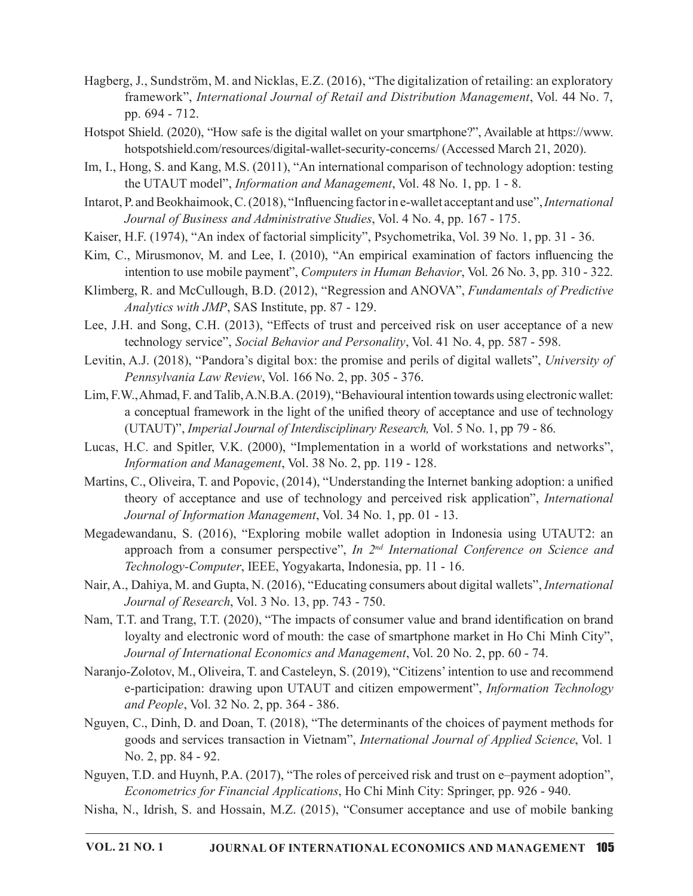Hagberg, J., Sundström, M. and Nicklas, E.Z. (2016), "The digitalization of retailing: an exploratory framework", *International Journal of Retail and Distribution Management*, Vol. 44 No. 7, pp. 694 - 712.

Hotspot Shield. (2020), "How safe is the digital wallet on your smartphone?", Available at https://www.hotspotshield.com/resources/digital-wallet-security-concerns/ (Accessed March 21, 2020).

Im, I., Hong, S. and Kang, M.S. (2011), "An international comparison of technology adoption: testing the UTAUT model", *Information and Management*, Vol. 48 No. 1, pp. 1 - 8.

Intarot, P. and Beokhaimook, C. (2018), "Influencing factor in e-wallet acceptant and use", *International Journal of Business and Administrative Studies*, Vol. 4 No. 4, pp. 167 - 175.

Kaiser, H.F. (1974), "An index of factorial simplicity", Psychometrika, Vol. 39 No. 1, pp. 31 - 36.

Kim, C., Mirusmonov, M. and Lee, I. (2010), "An empirical examination of factors influencing the intention to use mobile payment", *Computers in Human Behavior*, Vol. 26 No. 3, pp. 310 - 322.

Klimberg, R. and McCullough, B.D. (2012), "Regression and ANOVA", *Fundamentals of Predictive Analytics with JMP*, SAS Institute, pp. 87 - 129.

Lee, J.H. and Song, C.H. (2013), "Effects of trust and perceived risk on user acceptance of a new technology service", *Social Behavior and Personality*, Vol. 41 No. 4, pp. 587 - 598.

Levitin, A.J. (2018), "Pandora's digital box: the promise and perils of digital wallets", *University of Pennsylvania Law Review*, Vol. 166 No. 2, pp. 305 - 376.

Lim, F.W., Ahmad, F. and Talib, A.N.B.A. (2019), "Behavioural intention towards using electronic wallet: a conceptual framework in the light of the unified theory of acceptance and use of technology (UTAUT)", *Imperial Journal of Interdisciplinary Research,* Vol. 5 No. 1, pp 79 - 86.

Lucas, H.C. and Spitler, V.K. (2000), "Implementation in a world of workstations and networks", *Information and Management*, Vol. 38 No. 2, pp. 119 - 128.

Martins, C., Oliveira, T. and Popovic, (2014), "Understanding the Internet banking adoption: a unified theory of acceptance and use of technology and perceived risk application", *International Journal of Information Management*, Vol. 34 No. 1, pp. 01 - 13.

Megadewandanu, S. (2016), "Exploring mobile wallet adoption in Indonesia using UTAUT2: an approach from a consumer perspective", *In 2nd International Conference on Science and Technology-Computer*, IEEE, Yogyakarta, Indonesia, pp. 11 - 16.

Nair, A., Dahiya, M. and Gupta, N. (2016), "Educating consumers about digital wallets", *International Journal of Research*, Vol. 3 No. 13, pp. 743 - 750.

Nam, T.T. and Trang, T.T. (2020), "The impacts of consumer value and brand identification on brand loyalty and electronic word of mouth: the case of smartphone market in Ho Chi Minh City", *Journal of International Economics and Management*, Vol. 20 No. 2, pp. 60 - 74.

Naranjo-Zolotov, M., Oliveira, T. and Casteleyn, S. (2019), "Citizens' intention to use and recommend e-participation: drawing upon UTAUT and citizen empowerment", *Information Technology and People*, Vol. 32 No. 2, pp. 364 - 386.

Nguyen, C., Dinh, D. and Doan, T. (2018), "The determinants of the choices of payment methods for goods and services transaction in Vietnam", *International Journal of Applied Science*, Vol. 1 No. 2, pp. 84 - 92.

Nguyen, T.D. and Huynh, P.A. (2017), "The roles of perceived risk and trust on e–payment adoption", *Econometrics for Financial Applications*, Ho Chi Minh City: Springer, pp. 926 - 940.

Nisha, N., Idrish, S. and Hossain, M.Z. (2015), "Consumer acceptance and use of mobile banking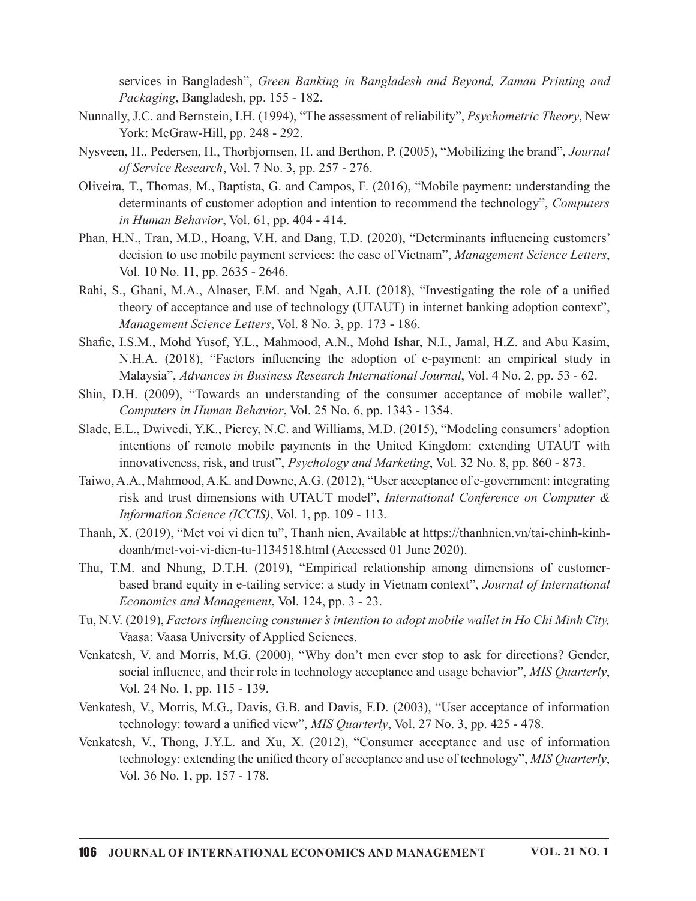services in Bangladesh", *Green Banking in Bangladesh and Beyond, Zaman Printing and Packaging*, Bangladesh, pp. 155 - 182.

Nunnally, J.C. and Bernstein, I.H. (1994), "The assessment of reliability", *Psychometric Theory*, New York: McGraw-Hill, pp. 248 - 292.

Nysveen, H., Pedersen, H., Thorbjornsen, H. and Berthon, P. (2005), "Mobilizing the brand", *Journal of Service Research*, Vol. 7 No. 3, pp. 257 - 276.

Oliveira, T., Thomas, M., Baptista, G. and Campos, F. (2016), "Mobile payment: understanding the determinants of customer adoption and intention to recommend the technology", *Computers in Human Behavior*, Vol. 61, pp. 404 - 414.

Phan, H.N., Tran, M.D., Hoang, V.H. and Dang, T.D. (2020), "Determinants influencing customers' decision to use mobile payment services: the case of Vietnam", *Management Science Letters*, Vol. 10 No. 11, pp. 2635 - 2646.

Rahi, S., Ghani, M.A., Alnaser, F.M. and Ngah, A.H. (2018), "Investigating the role of a unified theory of acceptance and use of technology (UTAUT) in internet banking adoption context", *Management Science Letters*, Vol. 8 No. 3, pp. 173 - 186.

Shafie, I.S.M., Mohd Yusof, Y.L., Mahmood, A.N., Mohd Ishar, N.I., Jamal, H.Z. and Abu Kasim, N.H.A. (2018), "Factors influencing the adoption of e-payment: an empirical study in Malaysia", *Advances in Business Research International Journal*, Vol. 4 No. 2, pp. 53 - 62.

Shin, D.H. (2009), "Towards an understanding of the consumer acceptance of mobile wallet", *Computers in Human Behavior*, Vol. 25 No. 6, pp. 1343 - 1354.

Slade, E.L., Dwivedi, Y.K., Piercy, N.C. and Williams, M.D. (2015), "Modeling consumers' adoption intentions of remote mobile payments in the United Kingdom: extending UTAUT with innovativeness, risk, and trust", *Psychology and Marketing*, Vol. 32 No. 8, pp. 860 - 873.

Taiwo, A.A., Mahmood, A.K. and Downe, A.G. (2012), "User acceptance of e-government: integrating risk and trust dimensions with UTAUT model", *International Conference on Computer & Information Science (ICCIS)*, Vol. 1, pp. 109 - 113.

Thanh, X. (2019), "Met voi vi dien tu", Thanh nien, Available at https://thanhnien.vn/tai-chinh-kinh-doanh/met-voi-vi-dien-tu-1134518.html (Accessed 01 June 2020).

Thu, T.M. and Nhung, D.T.H. (2019), "Empirical relationship among dimensions of customer-based brand equity in e-tailing service: a study in Vietnam context", *Journal of International Economics and Management*, Vol. 124, pp. 3 - 23.

Tu, N.V. (2019), *Factors influencing consumer's intention to adopt mobile wallet in Ho Chi Minh City,* Vaasa: Vaasa University of Applied Sciences.

Venkatesh, V. and Morris, M.G. (2000), "Why don't men ever stop to ask for directions? Gender, social influence, and their role in technology acceptance and usage behavior", *MIS Quarterly*, Vol. 24 No. 1, pp. 115 - 139.

Venkatesh, V., Morris, M.G., Davis, G.B. and Davis, F.D. (2003), "User acceptance of information technology: toward a unified view", *MIS Quarterly*, Vol. 27 No. 3, pp. 425 - 478.

Venkatesh, V., Thong, J.Y.L. and Xu, X. (2012), "Consumer acceptance and use of information technology: extending the unified theory of acceptance and use of technology", *MIS Quarterly*, Vol. 36 No. 1, pp. 157 - 178.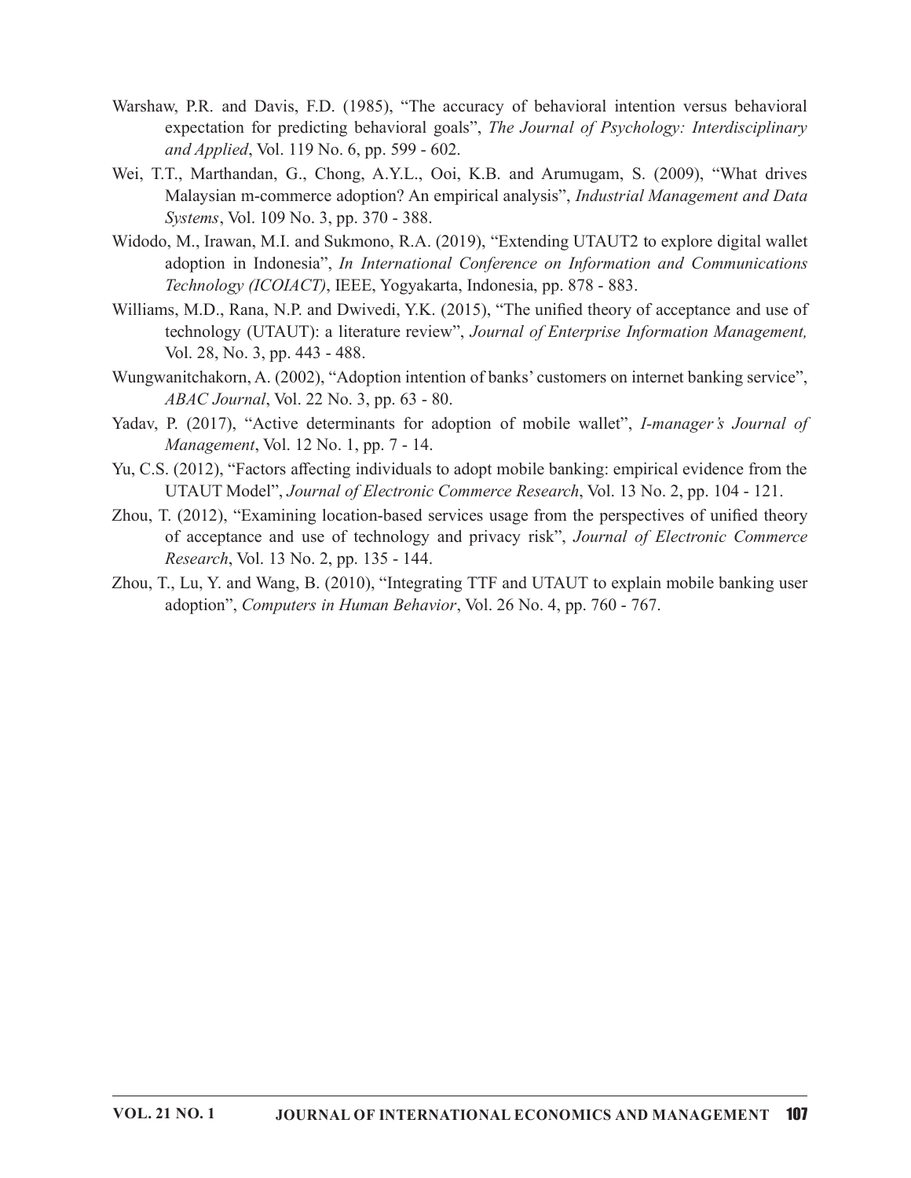Warshaw, P.R. and Davis, F.D. (1985), "The accuracy of behavioral intention versus behavioral expectation for predicting behavioral goals", *The Journal of Psychology: Interdisciplinary and Applied*, Vol. 119 No. 6, pp. 599 - 602.

Wei, T.T., Marthandan, G., Chong, A.Y.L., Ooi, K.B. and Arumugam, S. (2009), "What drives Malaysian m-commerce adoption? An empirical analysis", *Industrial Management and Data Systems*, Vol. 109 No. 3, pp. 370 - 388.

Widodo, M., Irawan, M.I. and Sukmono, R.A. (2019), "Extending UTAUT2 to explore digital wallet adoption in Indonesia", *In International Conference on Information and Communications Technology (ICOIACT)*, IEEE, Yogyakarta, Indonesia, pp. 878 - 883.

Williams, M.D., Rana, N.P. and Dwivedi, Y.K. (2015), "The unified theory of acceptance and use of technology (UTAUT): a literature review", *Journal of Enterprise Information Management,* Vol. 28, No. 3, pp. 443 - 488.

Wungwanitchakorn, A. (2002), "Adoption intention of banks' customers on internet banking service", *ABAC Journal*, Vol. 22 No. 3, pp. 63 - 80.

Yadav, P. (2017), "Active determinants for adoption of mobile wallet", *I-manager's Journal of Management*, Vol. 12 No. 1, pp. 7 - 14.

Yu, C.S. (2012), "Factors affecting individuals to adopt mobile banking: empirical evidence from the UTAUT Model", *Journal of Electronic Commerce Research*, Vol. 13 No. 2, pp. 104 - 121.

Zhou, T. (2012), "Examining location-based services usage from the perspectives of unified theory of acceptance and use of technology and privacy risk", *Journal of Electronic Commerce Research*, Vol. 13 No. 2, pp. 135 - 144.

Zhou, T., Lu, Y. and Wang, B. (2010), "Integrating TTF and UTAUT to explain mobile banking user adoption", *Computers in Human Behavior*, Vol. 26 No. 4, pp. 760 - 767.